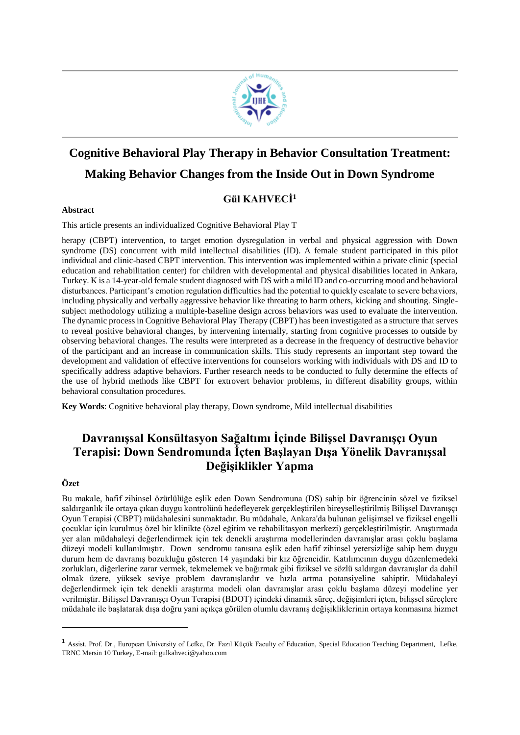# Cognitive Behavioral Play Therapy in Behavior Consultation Treatment: Making Behavior Changes from the Inside Out in Down Syndrome

**Gül KAHVECİ[1]**

**Abstract**

This article presents an individualized Cognitive Behavioral Play T

herapy (CBPT) intervention, to target emotion dysregulation in verbal and physical aggression with Down syndrome (DS) concurrent with mild intellectual disabilities (ID). A female student participated in this pilot individual and clinic-based CBPT intervention. This intervention was implemented within a private clinic (special education and rehabilitation center) for children with developmental and physical disabilities located in Ankara, Turkey. K is a 14-year-old female student diagnosed with DS with a mild ID and co-occurring mood and behavioral disturbances. Participant's emotion regulation difficulties had the potential to quickly escalate to severe behaviors, including physically and verbally aggressive behavior like threating to harm others, kicking and shouting. Single-subject methodology utilizing a multiple-baseline design across behaviors was used to evaluate the intervention. The dynamic process in Cognitive Behavioral Play Therapy (CBPT) has been investigated as a structure that serves to reveal positive behavioral changes, by intervening internally, starting from cognitive processes to outside by observing behavioral changes. The results were interpreted as a decrease in the frequency of destructive behavior of the participant and an increase in communication skills. This study represents an important step toward the development and validation of effective interventions for counselors working with individuals with DS and ID to specifically address adaptive behaviors. Further research needs to be conducted to fully determine the effects of the use of hybrid methods like CBPT for extrovert behavior problems, in different disability groups, within behavioral consultation procedures.

**Key Words**: Cognitive behavioral play therapy, Down syndrome, Mild intellectual disabilities

# Davranışsal Konsültasyon Sağaltımı İçinde Bilişsel Davranışçı Oyun Terapisi: Down Sendromunda İçten Başlayan Dışa Yönelik Davranışsal Değişiklikler Yapma

**Özet**

Bu makale, hafif zihinsel özürlülüğe eşlik eden Down Sendromuna (DS) sahip bir öğrencinin sözel ve fiziksel saldırganlık ile ortaya çıkan duygu kontrolünü hedefleyerek gerçekleştirilen bireyselleştirilmiş Bilişsel Davranışçı Oyun Terapisi (CBPT) müdahalesini sunmaktadır. Bu müdahale, Ankara'da bulunan gelişimsel ve fiziksel engelli çocuklar için kurulmuş özel bir klinikte (özel eğitim ve rehabilitasyon merkezi) gerçekleştirilmiştir. Araştırmada yer alan müdahaleyi değerlendirmek için tek denekli araştırma modellerinden davranışlar arası çoklu başlama düzeyi modeli kullanılmıştır. Down sendromu tanısına eşlik eden hafif zihinsel yetersizliğe sahip hem duygu durum hem de davranış bozukluğu gösteren 14 yaşındaki bir kız öğrencidir. Katılımcının duygu düzenlemedeki zorlukları, diğerlerine zarar vermek, tekmelemek ve bağırmak gibi fiziksel ve sözlü saldırgan davranışlar da dahil olmak üzere, yüksek seviye problem davranışlardır ve hızla artma potansiyeline sahiptir. Müdahaleyi değerlendirmek için tek denekli araştırma modeli olan davranışlar arası çoklu başlama düzeyi modeline yer verilmiştir. Bilişsel Davranışçı Oyun Terapisi (BDOT) içindeki dinamik süreç, değişimleri içten, bilişsel süreçlere müdahale ile başlatarak dışa doğru yani açıkça görülen olumlu davranış değişikliklerinin ortaya konmasına hizmet

---

[1] Assist. Prof. Dr., European University of Lefke, Dr. Fazıl Küçük Faculty of Education, Special Education Teaching Department, Lefke, TRNC Mersin 10 Turkey, E-mail: gulkahveci@yahoo.com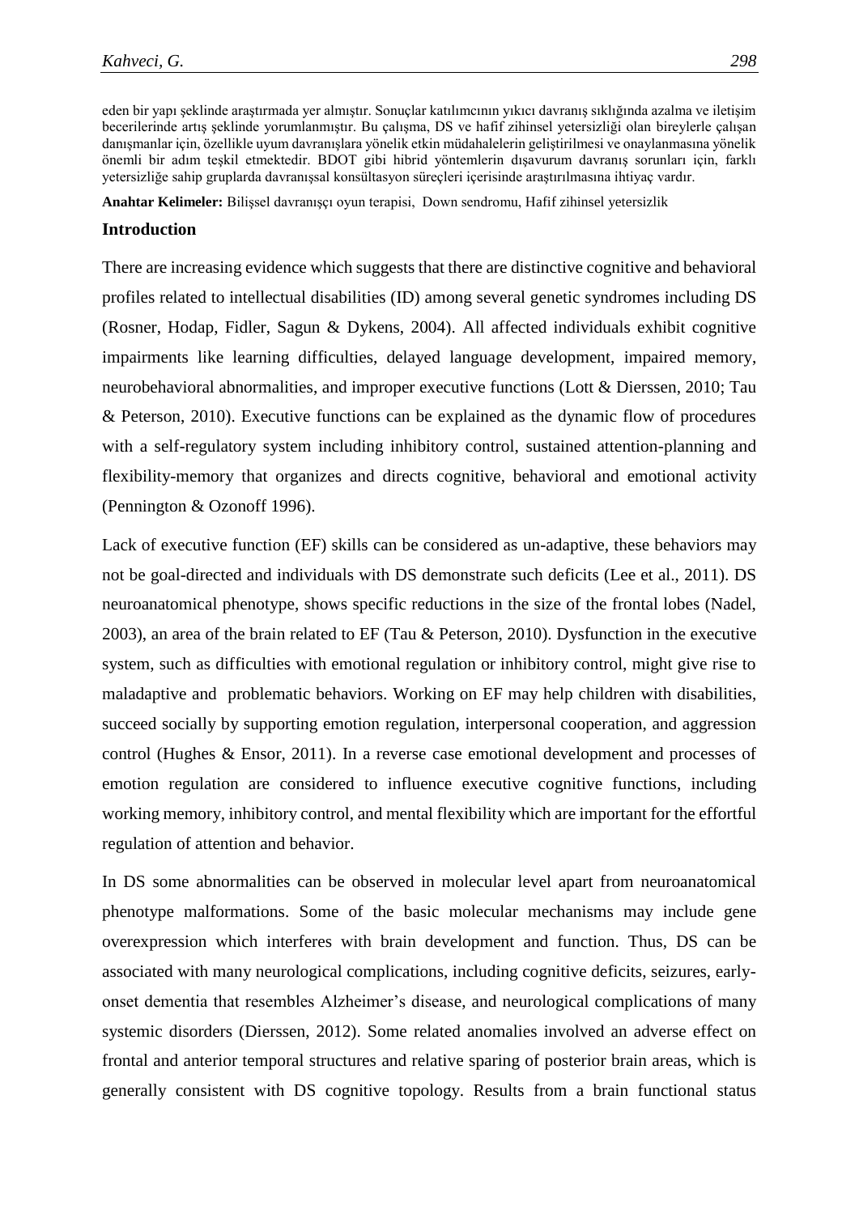eden bir yapı şeklinde araştırmada yer almıştır. Sonuçlar katılımcının yıkıcı davranış sıklığında azalma ve iletişim becerilerinde artış şeklinde yorumlanmıştır. Bu çalışma, DS ve hafif zihinsel yetersizliği olan bireylerle çalışan danışmanlar için, özellikle uyum davranışlara yönelik etkin müdahalelerin geliştirilmesi ve onaylanmasına yönelik önemli bir adım teşkil etmektedir. BDOT gibi hibrid yöntemlerin dışavurum davranış sorunları için, farklı yetersizliğe sahip gruplarda davranışsal konsültasyon süreçleri içerisinde araştırılmasına ihtiyaç vardır.

**Anahtar Kelimeler:** Bilişsel davranışçı oyun terapisi, Down sendromu, Hafif zihinsel yetersizlik

## Introduction

There are increasing evidence which suggests that there are distinctive cognitive and behavioral profiles related to intellectual disabilities (ID) among several genetic syndromes including DS (Rosner, Hodap, Fidler, Sagun & Dykens, 2004). All affected individuals exhibit cognitive impairments like learning difficulties, delayed language development, impaired memory, neurobehavioral abnormalities, and improper executive functions (Lott & Dierssen, 2010; Tau & Peterson, 2010). Executive functions can be explained as the dynamic flow of procedures with a self-regulatory system including inhibitory control, sustained attention-planning and flexibility-memory that organizes and directs cognitive, behavioral and emotional activity (Pennington & Ozonoff 1996).

Lack of executive function (EF) skills can be considered as un-adaptive, these behaviors may not be goal-directed and individuals with DS demonstrate such deficits (Lee et al., 2011). DS neuroanatomical phenotype, shows specific reductions in the size of the frontal lobes (Nadel, 2003), an area of the brain related to EF (Tau & Peterson, 2010). Dysfunction in the executive system, such as difficulties with emotional regulation or inhibitory control, might give rise to maladaptive and problematic behaviors. Working on EF may help children with disabilities, succeed socially by supporting emotion regulation, interpersonal cooperation, and aggression control (Hughes & Ensor, 2011). In a reverse case emotional development and processes of emotion regulation are considered to influence executive cognitive functions, including working memory, inhibitory control, and mental flexibility which are important for the effortful regulation of attention and behavior.

In DS some abnormalities can be observed in molecular level apart from neuroanatomical phenotype malformations. Some of the basic molecular mechanisms may include gene overexpression which interferes with brain development and function. Thus, DS can be associated with many neurological complications, including cognitive deficits, seizures, early-onset dementia that resembles Alzheimer's disease, and neurological complications of many systemic disorders (Dierssen, 2012). Some related anomalies involved an adverse effect on frontal and anterior temporal structures and relative sparing of posterior brain areas, which is generally consistent with DS cognitive topology. Results from a brain functional status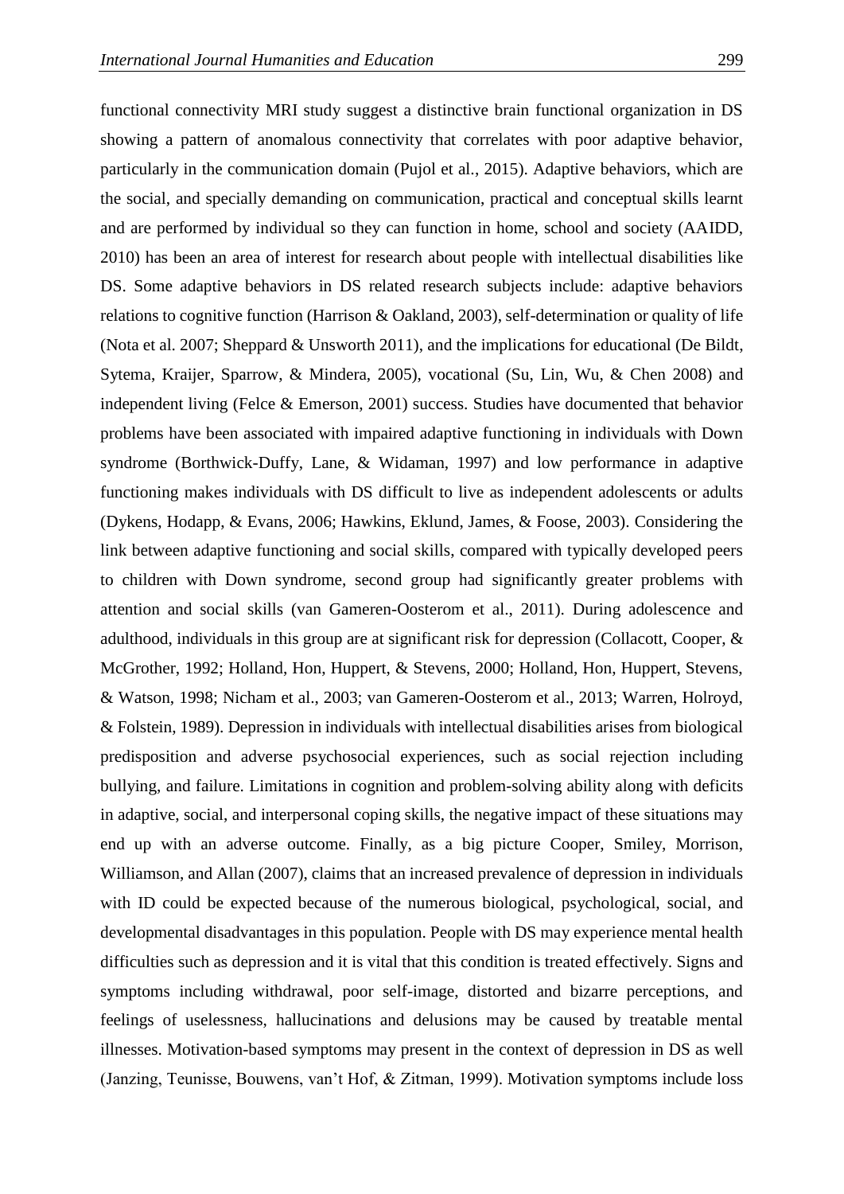functional connectivity MRI study suggest a distinctive brain functional organization in DS showing a pattern of anomalous connectivity that correlates with poor adaptive behavior, particularly in the communication domain (Pujol et al., 2015). Adaptive behaviors, which are the social, and specially demanding on communication, practical and conceptual skills learnt and are performed by individual so they can function in home, school and society (AAIDD, 2010) has been an area of interest for research about people with intellectual disabilities like DS. Some adaptive behaviors in DS related research subjects include: adaptive behaviors relations to cognitive function (Harrison & Oakland, 2003), self-determination or quality of life (Nota et al. 2007; Sheppard & Unsworth 2011), and the implications for educational (De Bildt, Sytema, Kraijer, Sparrow, & Mindera, 2005), vocational (Su, Lin, Wu, & Chen 2008) and independent living (Felce & Emerson, 2001) success. Studies have documented that behavior problems have been associated with impaired adaptive functioning in individuals with Down syndrome (Borthwick-Duffy, Lane, & Widaman, 1997) and low performance in adaptive functioning makes individuals with DS difficult to live as independent adolescents or adults (Dykens, Hodapp, & Evans, 2006; Hawkins, Eklund, James, & Foose, 2003). Considering the link between adaptive functioning and social skills, compared with typically developed peers to children with Down syndrome, second group had significantly greater problems with attention and social skills (van Gameren-Oosterom et al., 2011). During adolescence and adulthood, individuals in this group are at significant risk for depression (Collacott, Cooper, & McGrother, 1992; Holland, Hon, Huppert, & Stevens, 2000; Holland, Hon, Huppert, Stevens, & Watson, 1998; Nicham et al., 2003; van Gameren-Oosterom et al., 2013; Warren, Holroyd, & Folstein, 1989). Depression in individuals with intellectual disabilities arises from biological predisposition and adverse psychosocial experiences, such as social rejection including bullying, and failure. Limitations in cognition and problem-solving ability along with deficits in adaptive, social, and interpersonal coping skills, the negative impact of these situations may end up with an adverse outcome. Finally, as a big picture Cooper, Smiley, Morrison, Williamson, and Allan (2007), claims that an increased prevalence of depression in individuals with ID could be expected because of the numerous biological, psychological, social, and developmental disadvantages in this population. People with DS may experience mental health difficulties such as depression and it is vital that this condition is treated effectively. Signs and symptoms including withdrawal, poor self-image, distorted and bizarre perceptions, and feelings of uselessness, hallucinations and delusions may be caused by treatable mental illnesses. Motivation-based symptoms may present in the context of depression in DS as well (Janzing, Teunisse, Bouwens, van't Hof, & Zitman, 1999). Motivation symptoms include loss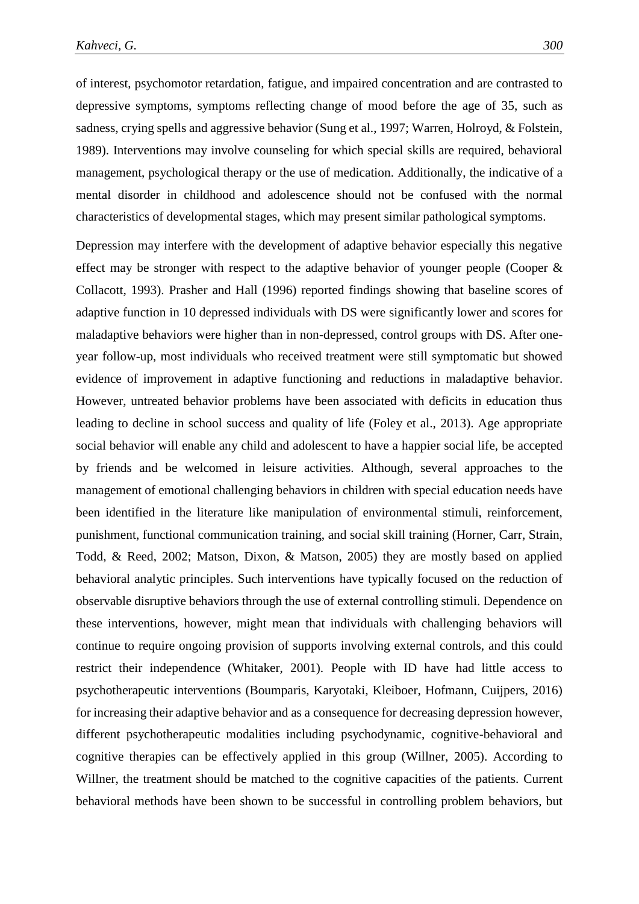of interest, psychomotor retardation, fatigue, and impaired concentration and are contrasted to depressive symptoms, symptoms reflecting change of mood before the age of 35, such as sadness, crying spells and aggressive behavior (Sung et al., 1997; Warren, Holroyd, & Folstein, 1989). Interventions may involve counseling for which special skills are required, behavioral management, psychological therapy or the use of medication. Additionally, the indicative of a mental disorder in childhood and adolescence should not be confused with the normal characteristics of developmental stages, which may present similar pathological symptoms.

Depression may interfere with the development of adaptive behavior especially this negative effect may be stronger with respect to the adaptive behavior of younger people (Cooper & Collacott, 1993). Prasher and Hall (1996) reported findings showing that baseline scores of adaptive function in 10 depressed individuals with DS were significantly lower and scores for maladaptive behaviors were higher than in non-depressed, control groups with DS. After one-year follow-up, most individuals who received treatment were still symptomatic but showed evidence of improvement in adaptive functioning and reductions in maladaptive behavior. However, untreated behavior problems have been associated with deficits in education thus leading to decline in school success and quality of life (Foley et al., 2013). Age appropriate social behavior will enable any child and adolescent to have a happier social life, be accepted by friends and be welcomed in leisure activities. Although, several approaches to the management of emotional challenging behaviors in children with special education needs have been identified in the literature like manipulation of environmental stimuli, reinforcement, punishment, functional communication training, and social skill training (Horner, Carr, Strain, Todd, & Reed, 2002; Matson, Dixon, & Matson, 2005) they are mostly based on applied behavioral analytic principles. Such interventions have typically focused on the reduction of observable disruptive behaviors through the use of external controlling stimuli. Dependence on these interventions, however, might mean that individuals with challenging behaviors will continue to require ongoing provision of supports involving external controls, and this could restrict their independence (Whitaker, 2001). People with ID have had little access to psychotherapeutic interventions (Boumparis, Karyotaki, Kleiboer, Hofmann, Cuijpers, 2016) for increasing their adaptive behavior and as a consequence for decreasing depression however, different psychotherapeutic modalities including psychodynamic, cognitive-behavioral and cognitive therapies can be effectively applied in this group (Willner, 2005). According to Willner, the treatment should be matched to the cognitive capacities of the patients. Current behavioral methods have been shown to be successful in controlling problem behaviors, but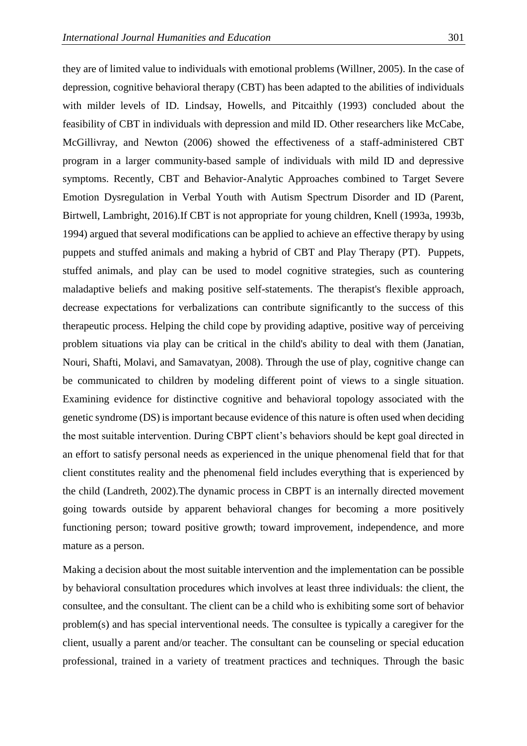they are of limited value to individuals with emotional problems (Willner, 2005). In the case of depression, cognitive behavioral therapy (CBT) has been adapted to the abilities of individuals with milder levels of ID. Lindsay, Howells, and Pitcaithly (1993) concluded about the feasibility of CBT in individuals with depression and mild ID. Other researchers like McCabe, McGillivray, and Newton (2006) showed the effectiveness of a staff-administered CBT program in a larger community-based sample of individuals with mild ID and depressive symptoms. Recently, CBT and Behavior-Analytic Approaches combined to Target Severe Emotion Dysregulation in Verbal Youth with Autism Spectrum Disorder and ID (Parent, Birtwell, Lambright, 2016).If CBT is not appropriate for young children, Knell (1993a, 1993b, 1994) argued that several modifications can be applied to achieve an effective therapy by using puppets and stuffed animals and making a hybrid of CBT and Play Therapy (PT). Puppets, stuffed animals, and play can be used to model cognitive strategies, such as countering maladaptive beliefs and making positive self-statements. The therapist's flexible approach, decrease expectations for verbalizations can contribute significantly to the success of this therapeutic process. Helping the child cope by providing adaptive, positive way of perceiving problem situations via play can be critical in the child's ability to deal with them (Janatian, Nouri, Shafti, Molavi, and Samavatyan, 2008). Through the use of play, cognitive change can be communicated to children by modeling different point of views to a single situation. Examining evidence for distinctive cognitive and behavioral topology associated with the genetic syndrome (DS) is important because evidence of this nature is often used when deciding the most suitable intervention. During CBPT client's behaviors should be kept goal directed in an effort to satisfy personal needs as experienced in the unique phenomenal field that for that client constitutes reality and the phenomenal field includes everything that is experienced by the child (Landreth, 2002).The dynamic process in CBPT is an internally directed movement going towards outside by apparent behavioral changes for becoming a more positively functioning person; toward positive growth; toward improvement, independence, and more mature as a person.

Making a decision about the most suitable intervention and the implementation can be possible by behavioral consultation procedures which involves at least three individuals: the client, the consultee, and the consultant. The client can be a child who is exhibiting some sort of behavior problem(s) and has special interventional needs. The consultee is typically a caregiver for the client, usually a parent and/or teacher. The consultant can be counseling or special education professional, trained in a variety of treatment practices and techniques. Through the basic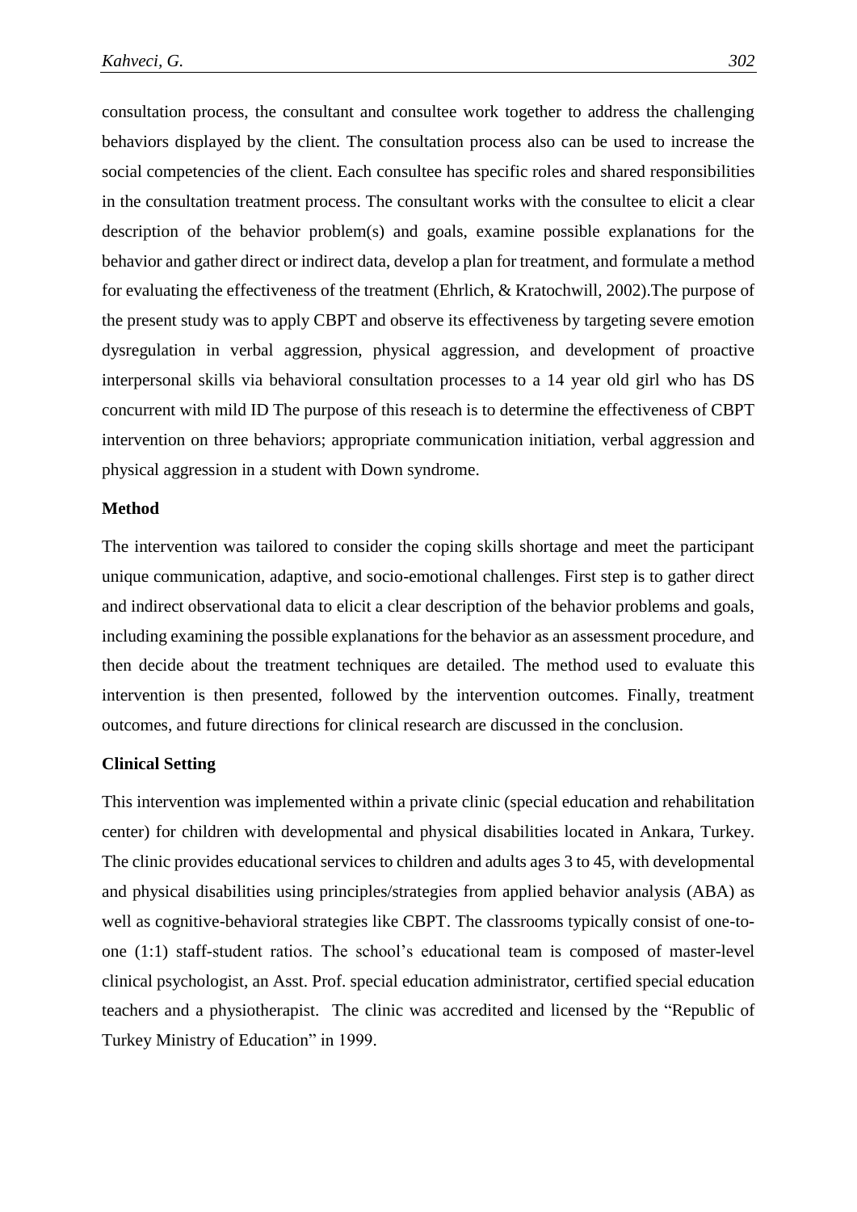consultation process, the consultant and consultee work together to address the challenging behaviors displayed by the client. The consultation process also can be used to increase the social competencies of the client. Each consultee has specific roles and shared responsibilities in the consultation treatment process. The consultant works with the consultee to elicit a clear description of the behavior problem(s) and goals, examine possible explanations for the behavior and gather direct or indirect data, develop a plan for treatment, and formulate a method for evaluating the effectiveness of the treatment (Ehrlich, & Kratochwill, 2002).The purpose of the present study was to apply CBPT and observe its effectiveness by targeting severe emotion dysregulation in verbal aggression, physical aggression, and development of proactive interpersonal skills via behavioral consultation processes to a 14 year old girl who has DS concurrent with mild ID The purpose of this reseach is to determine the effectiveness of CBPT intervention on three behaviors; appropriate communication initiation, verbal aggression and physical aggression in a student with Down syndrome.

## Method

The intervention was tailored to consider the coping skills shortage and meet the participant unique communication, adaptive, and socio-emotional challenges. First step is to gather direct and indirect observational data to elicit a clear description of the behavior problems and goals, including examining the possible explanations for the behavior as an assessment procedure, and then decide about the treatment techniques are detailed. The method used to evaluate this intervention is then presented, followed by the intervention outcomes. Finally, treatment outcomes, and future directions for clinical research are discussed in the conclusion.

### Clinical Setting

This intervention was implemented within a private clinic (special education and rehabilitation center) for children with developmental and physical disabilities located in Ankara, Turkey. The clinic provides educational services to children and adults ages 3 to 45, with developmental and physical disabilities using principles/strategies from applied behavior analysis (ABA) as well as cognitive-behavioral strategies like CBPT. The classrooms typically consist of one-to-one (1:1) staff-student ratios. The school's educational team is composed of master-level clinical psychologist, an Asst. Prof. special education administrator, certified special education teachers and a physiotherapist. The clinic was accredited and licensed by the "Republic of Turkey Ministry of Education" in 1999.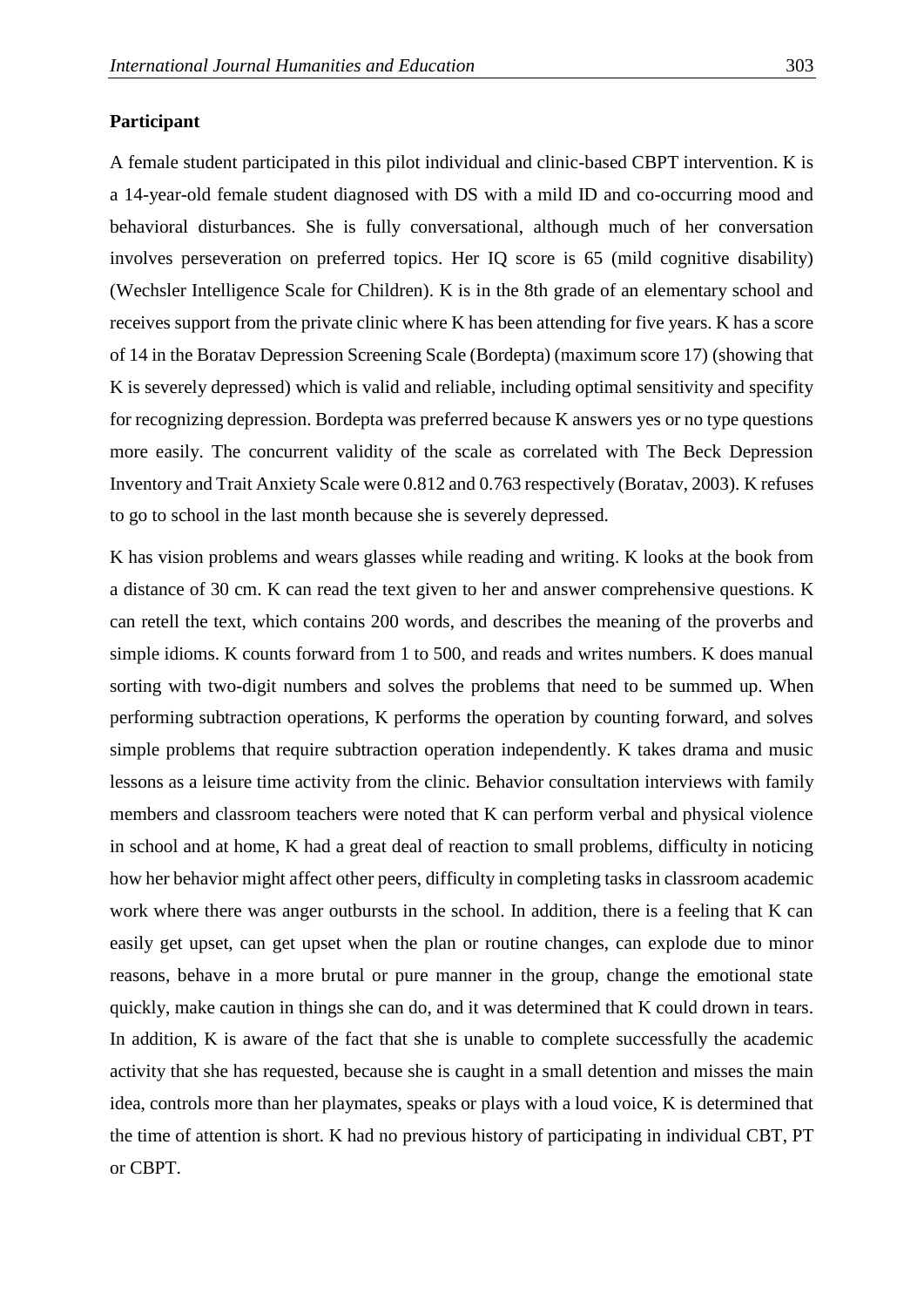**Participant**

A female student participated in this pilot individual and clinic-based CBPT intervention. K is a 14-year-old female student diagnosed with DS with a mild ID and co-occurring mood and behavioral disturbances. She is fully conversational, although much of her conversation involves perseveration on preferred topics. Her IQ score is 65 (mild cognitive disability) (Wechsler Intelligence Scale for Children). K is in the 8th grade of an elementary school and receives support from the private clinic where K has been attending for five years. K has a score of 14 in the Boratav Depression Screening Scale (Bordepta) (maximum score 17) (showing that K is severely depressed) which is valid and reliable, including optimal sensitivity and specifity for recognizing depression. Bordepta was preferred because K answers yes or no type questions more easily. The concurrent validity of the scale as correlated with The Beck Depression Inventory and Trait Anxiety Scale were 0.812 and 0.763 respectively (Boratav, 2003). K refuses to go to school in the last month because she is severely depressed.

K has vision problems and wears glasses while reading and writing. K looks at the book from a distance of 30 cm. K can read the text given to her and answer comprehensive questions. K can retell the text, which contains 200 words, and describes the meaning of the proverbs and simple idioms. K counts forward from 1 to 500, and reads and writes numbers. K does manual sorting with two-digit numbers and solves the problems that need to be summed up. When performing subtraction operations, K performs the operation by counting forward, and solves simple problems that require subtraction operation independently. K takes drama and music lessons as a leisure time activity from the clinic. Behavior consultation interviews with family members and classroom teachers were noted that K can perform verbal and physical violence in school and at home, K had a great deal of reaction to small problems, difficulty in noticing how her behavior might affect other peers, difficulty in completing tasks in classroom academic work where there was anger outbursts in the school. In addition, there is a feeling that K can easily get upset, can get upset when the plan or routine changes, can explode due to minor reasons, behave in a more brutal or pure manner in the group, change the emotional state quickly, make caution in things she can do, and it was determined that K could drown in tears. In addition, K is aware of the fact that she is unable to complete successfully the academic activity that she has requested, because she is caught in a small detention and misses the main idea, controls more than her playmates, speaks or plays with a loud voice, K is determined that the time of attention is short. K had no previous history of participating in individual CBT, PT or CBPT.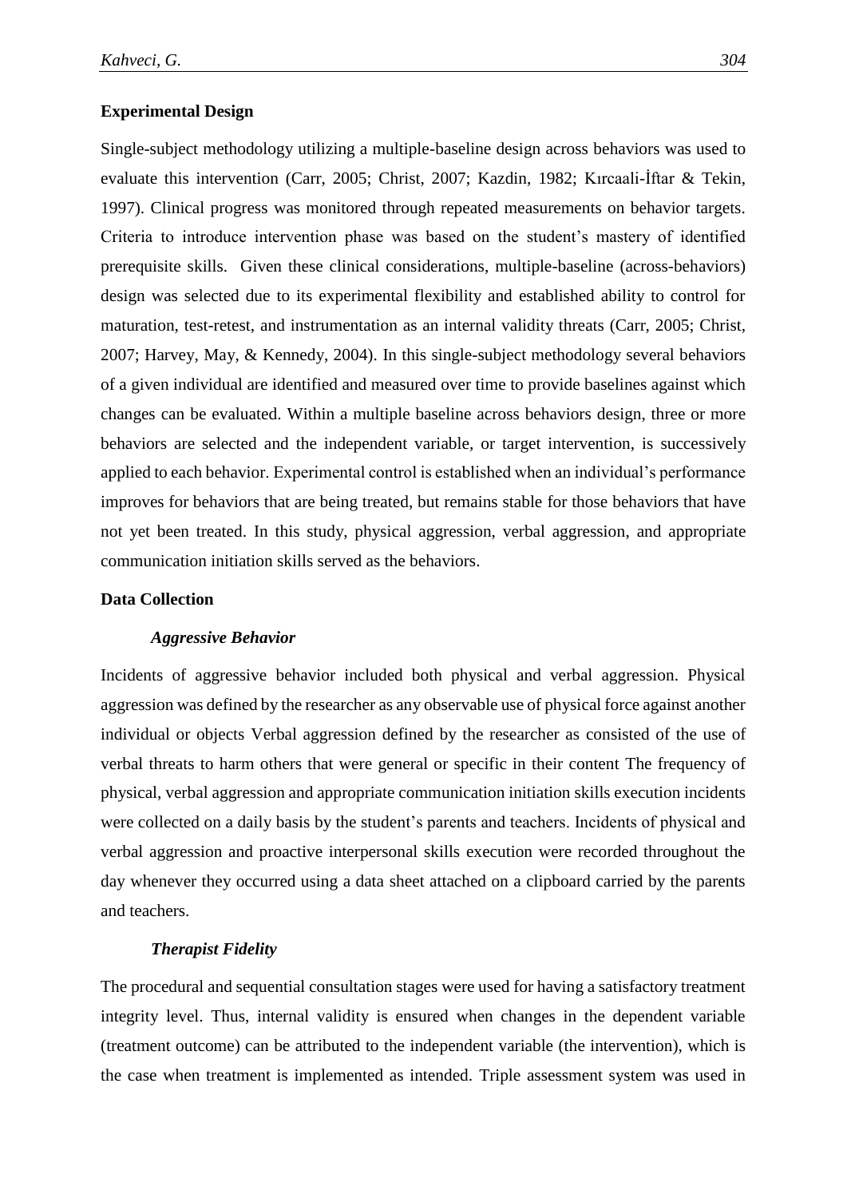## Experimental Design

Single-subject methodology utilizing a multiple-baseline design across behaviors was used to evaluate this intervention (Carr, 2005; Christ, 2007; Kazdin, 1982; Kırcaali-İftar & Tekin, 1997). Clinical progress was monitored through repeated measurements on behavior targets. Criteria to introduce intervention phase was based on the student's mastery of identified prerequisite skills. Given these clinical considerations, multiple-baseline (across-behaviors) design was selected due to its experimental flexibility and established ability to control for maturation, test-retest, and instrumentation as an internal validity threats (Carr, 2005; Christ, 2007; Harvey, May, & Kennedy, 2004). In this single-subject methodology several behaviors of a given individual are identified and measured over time to provide baselines against which changes can be evaluated. Within a multiple baseline across behaviors design, three or more behaviors are selected and the independent variable, or target intervention, is successively applied to each behavior. Experimental control is established when an individual's performance improves for behaviors that are being treated, but remains stable for those behaviors that have not yet been treated. In this study, physical aggression, verbal aggression, and appropriate communication initiation skills served as the behaviors.

## Data Collection

### *Aggressive Behavior*

Incidents of aggressive behavior included both physical and verbal aggression. Physical aggression was defined by the researcher as any observable use of physical force against another individual or objects Verbal aggression defined by the researcher as consisted of the use of verbal threats to harm others that were general or specific in their content The frequency of physical, verbal aggression and appropriate communication initiation skills execution incidents were collected on a daily basis by the student's parents and teachers. Incidents of physical and verbal aggression and proactive interpersonal skills execution were recorded throughout the day whenever they occurred using a data sheet attached on a clipboard carried by the parents and teachers.

### *Therapist Fidelity*

The procedural and sequential consultation stages were used for having a satisfactory treatment integrity level. Thus, internal validity is ensured when changes in the dependent variable (treatment outcome) can be attributed to the independent variable (the intervention), which is the case when treatment is implemented as intended. Triple assessment system was used in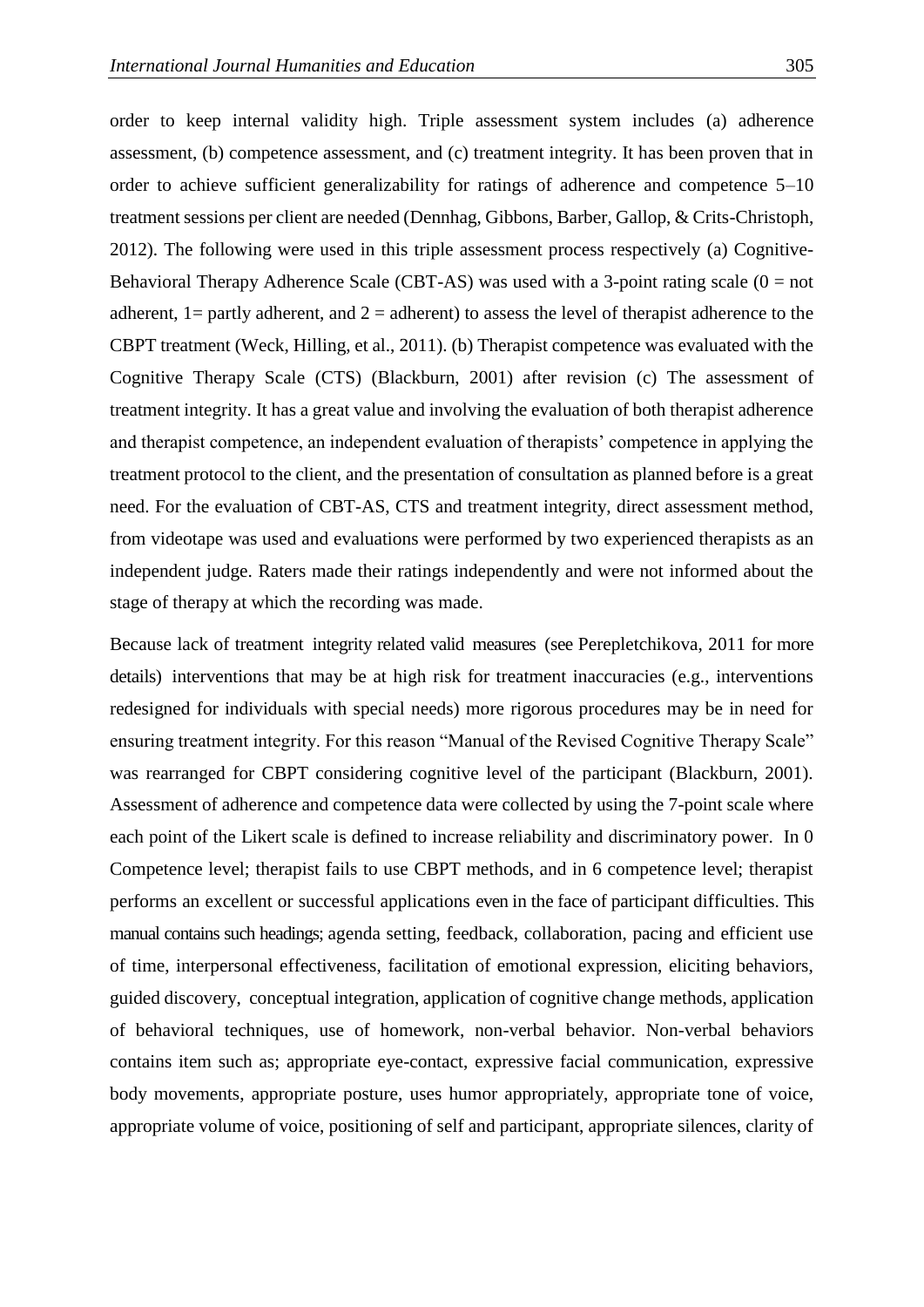order to keep internal validity high. Triple assessment system includes (a) adherence assessment, (b) competence assessment, and (c) treatment integrity. It has been proven that in order to achieve sufficient generalizability for ratings of adherence and competence 5–10 treatment sessions per client are needed (Dennhag, Gibbons, Barber, Gallop, & Crits-Christoph, 2012). The following were used in this triple assessment process respectively (a) Cognitive-Behavioral Therapy Adherence Scale (CBT-AS) was used with a 3-point rating scale (0 = not adherent, 1= partly adherent, and 2 = adherent) to assess the level of therapist adherence to the CBPT treatment (Weck, Hilling, et al., 2011). (b) Therapist competence was evaluated with the Cognitive Therapy Scale (CTS) (Blackburn, 2001) after revision (c) The assessment of treatment integrity. It has a great value and involving the evaluation of both therapist adherence and therapist competence, an independent evaluation of therapists' competence in applying the treatment protocol to the client, and the presentation of consultation as planned before is a great need. For the evaluation of CBT-AS, CTS and treatment integrity, direct assessment method, from videotape was used and evaluations were performed by two experienced therapists as an independent judge. Raters made their ratings independently and were not informed about the stage of therapy at which the recording was made.

Because lack of treatment integrity related valid measures (see Perepletchikova, 2011 for more details) interventions that may be at high risk for treatment inaccuracies (e.g., interventions redesigned for individuals with special needs) more rigorous procedures may be in need for ensuring treatment integrity. For this reason "Manual of the Revised Cognitive Therapy Scale" was rearranged for CBPT considering cognitive level of the participant (Blackburn, 2001). Assessment of adherence and competence data were collected by using the 7-point scale where each point of the Likert scale is defined to increase reliability and discriminatory power. In 0 Competence level; therapist fails to use CBPT methods, and in 6 competence level; therapist performs an excellent or successful applications even in the face of participant difficulties. This manual contains such headings; agenda setting, feedback, collaboration, pacing and efficient use of time, interpersonal effectiveness, facilitation of emotional expression, eliciting behaviors, guided discovery, conceptual integration, application of cognitive change methods, application of behavioral techniques, use of homework, non-verbal behavior. Non-verbal behaviors contains item such as; appropriate eye-contact, expressive facial communication, expressive body movements, appropriate posture, uses humor appropriately, appropriate tone of voice, appropriate volume of voice, positioning of self and participant, appropriate silences, clarity of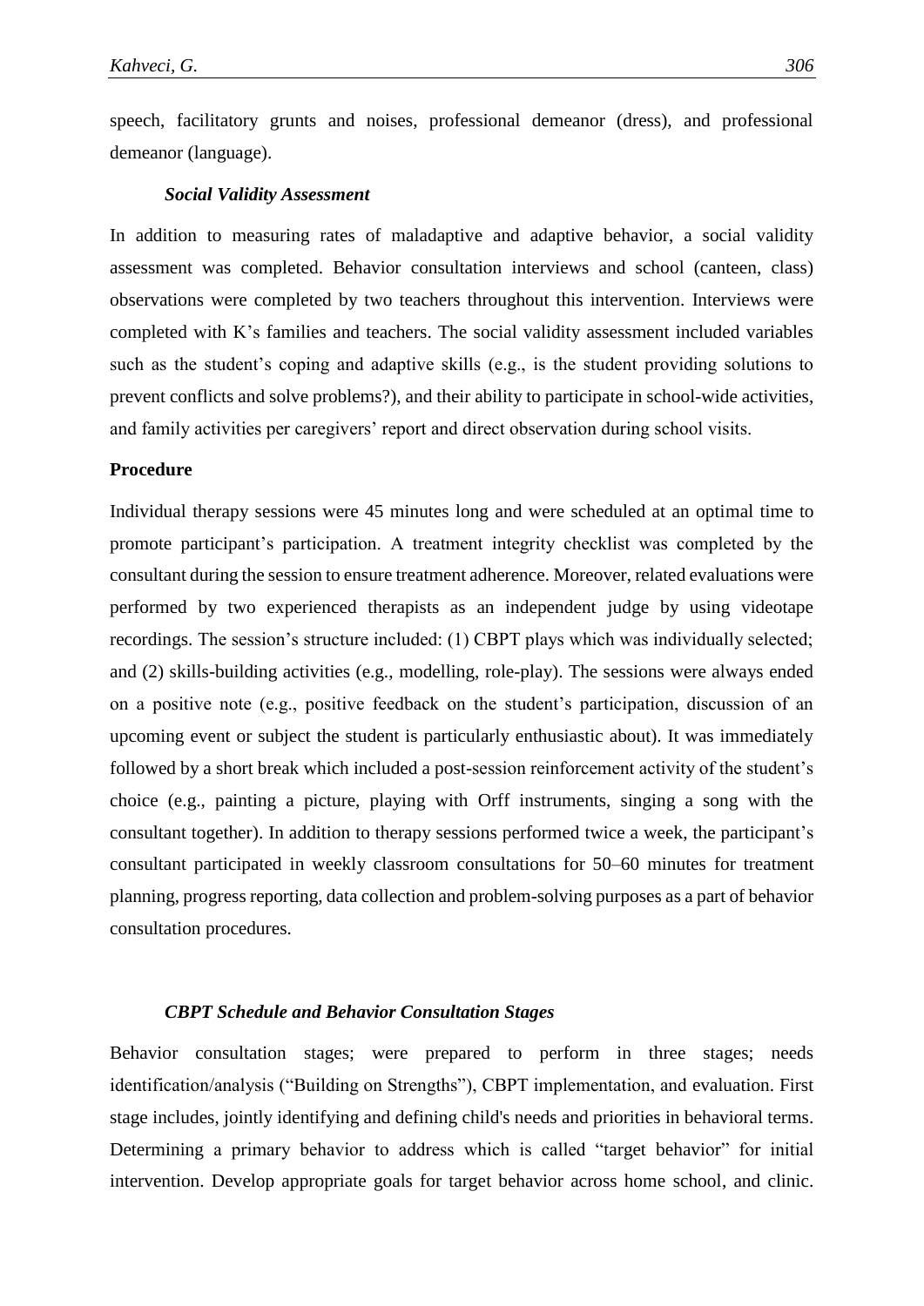speech, facilitatory grunts and noises, professional demeanor (dress), and professional demeanor (language).

#### *Social Validity Assessment*

In addition to measuring rates of maladaptive and adaptive behavior, a social validity assessment was completed. Behavior consultation interviews and school (canteen, class) observations were completed by two teachers throughout this intervention. Interviews were completed with K's families and teachers. The social validity assessment included variables such as the student's coping and adaptive skills (e.g., is the student providing solutions to prevent conflicts and solve problems?), and their ability to participate in school-wide activities, and family activities per caregivers' report and direct observation during school visits.

### Procedure

Individual therapy sessions were 45 minutes long and were scheduled at an optimal time to promote participant's participation. A treatment integrity checklist was completed by the consultant during the session to ensure treatment adherence. Moreover, related evaluations were performed by two experienced therapists as an independent judge by using videotape recordings. The session's structure included: (1) CBPT plays which was individually selected; and (2) skills-building activities (e.g., modelling, role-play). The sessions were always ended on a positive note (e.g., positive feedback on the student's participation, discussion of an upcoming event or subject the student is particularly enthusiastic about). It was immediately followed by a short break which included a post-session reinforcement activity of the student's choice (e.g., painting a picture, playing with Orff instruments, singing a song with the consultant together). In addition to therapy sessions performed twice a week, the participant's consultant participated in weekly classroom consultations for 50–60 minutes for treatment planning, progress reporting, data collection and problem-solving purposes as a part of behavior consultation procedures.

#### *CBPT Schedule and Behavior Consultation Stages*

Behavior consultation stages; were prepared to perform in three stages; needs identification/analysis ("Building on Strengths"), CBPT implementation, and evaluation. First stage includes, jointly identifying and defining child's needs and priorities in behavioral terms. Determining a primary behavior to address which is called "target behavior" for initial intervention. Develop appropriate goals for target behavior across home school, and clinic.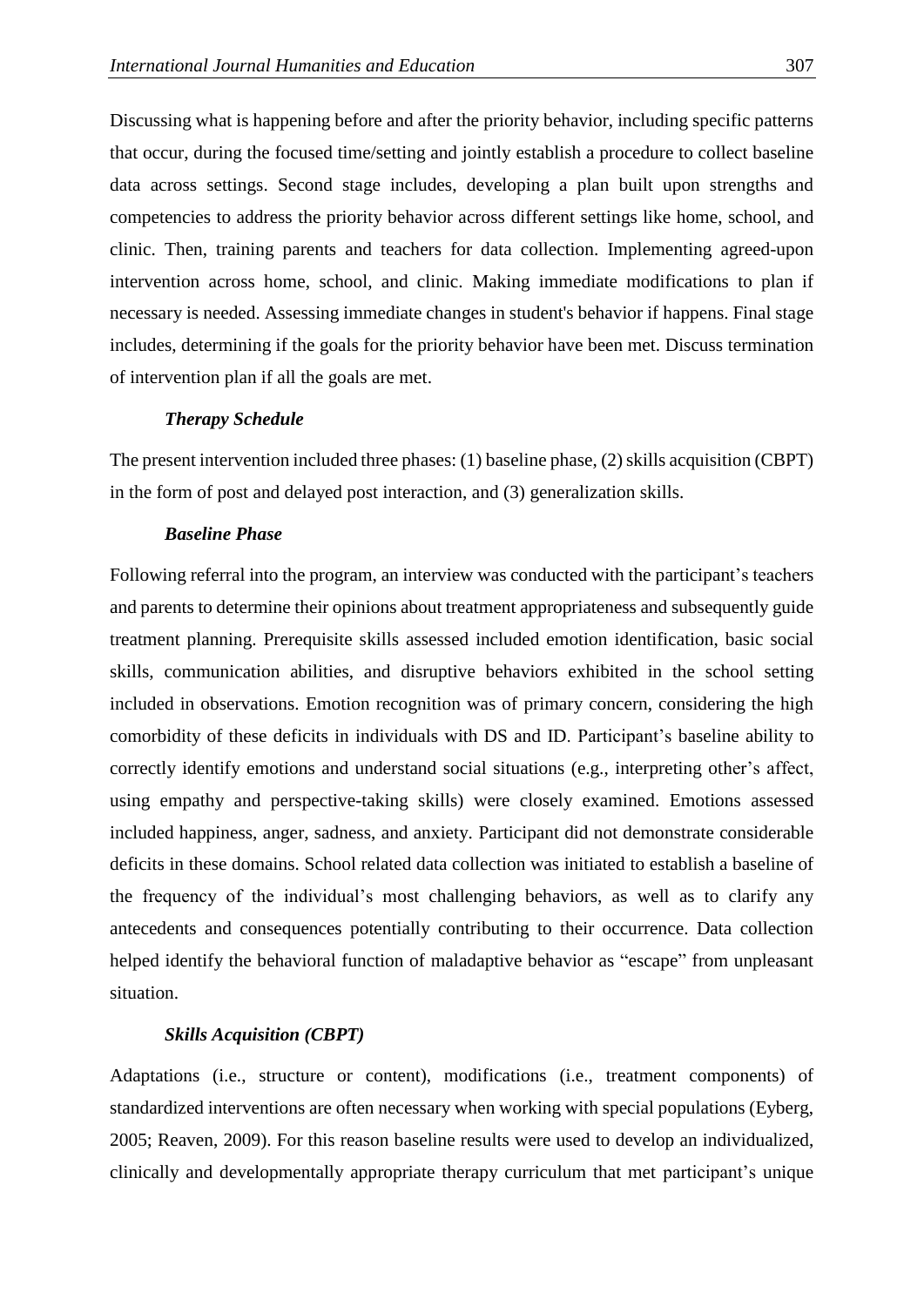Discussing what is happening before and after the priority behavior, including specific patterns that occur, during the focused time/setting and jointly establish a procedure to collect baseline data across settings. Second stage includes, developing a plan built upon strengths and competencies to address the priority behavior across different settings like home, school, and clinic. Then, training parents and teachers for data collection. Implementing agreed-upon intervention across home, school, and clinic. Making immediate modifications to plan if necessary is needed. Assessing immediate changes in student's behavior if happens. Final stage includes, determining if the goals for the priority behavior have been met. Discuss termination of intervention plan if all the goals are met.

#### *Therapy Schedule*

The present intervention included three phases: (1) baseline phase, (2) skills acquisition (CBPT) in the form of post and delayed post interaction, and (3) generalization skills.

#### *Baseline Phase*

Following referral into the program, an interview was conducted with the participant's teachers and parents to determine their opinions about treatment appropriateness and subsequently guide treatment planning. Prerequisite skills assessed included emotion identification, basic social skills, communication abilities, and disruptive behaviors exhibited in the school setting included in observations. Emotion recognition was of primary concern, considering the high comorbidity of these deficits in individuals with DS and ID. Participant's baseline ability to correctly identify emotions and understand social situations (e.g., interpreting other's affect, using empathy and perspective-taking skills) were closely examined. Emotions assessed included happiness, anger, sadness, and anxiety. Participant did not demonstrate considerable deficits in these domains. School related data collection was initiated to establish a baseline of the frequency of the individual's most challenging behaviors, as well as to clarify any antecedents and consequences potentially contributing to their occurrence. Data collection helped identify the behavioral function of maladaptive behavior as "escape" from unpleasant situation.

#### *Skills Acquisition (CBPT)*

Adaptations (i.e., structure or content), modifications (i.e., treatment components) of standardized interventions are often necessary when working with special populations (Eyberg, 2005; Reaven, 2009). For this reason baseline results were used to develop an individualized, clinically and developmentally appropriate therapy curriculum that met participant's unique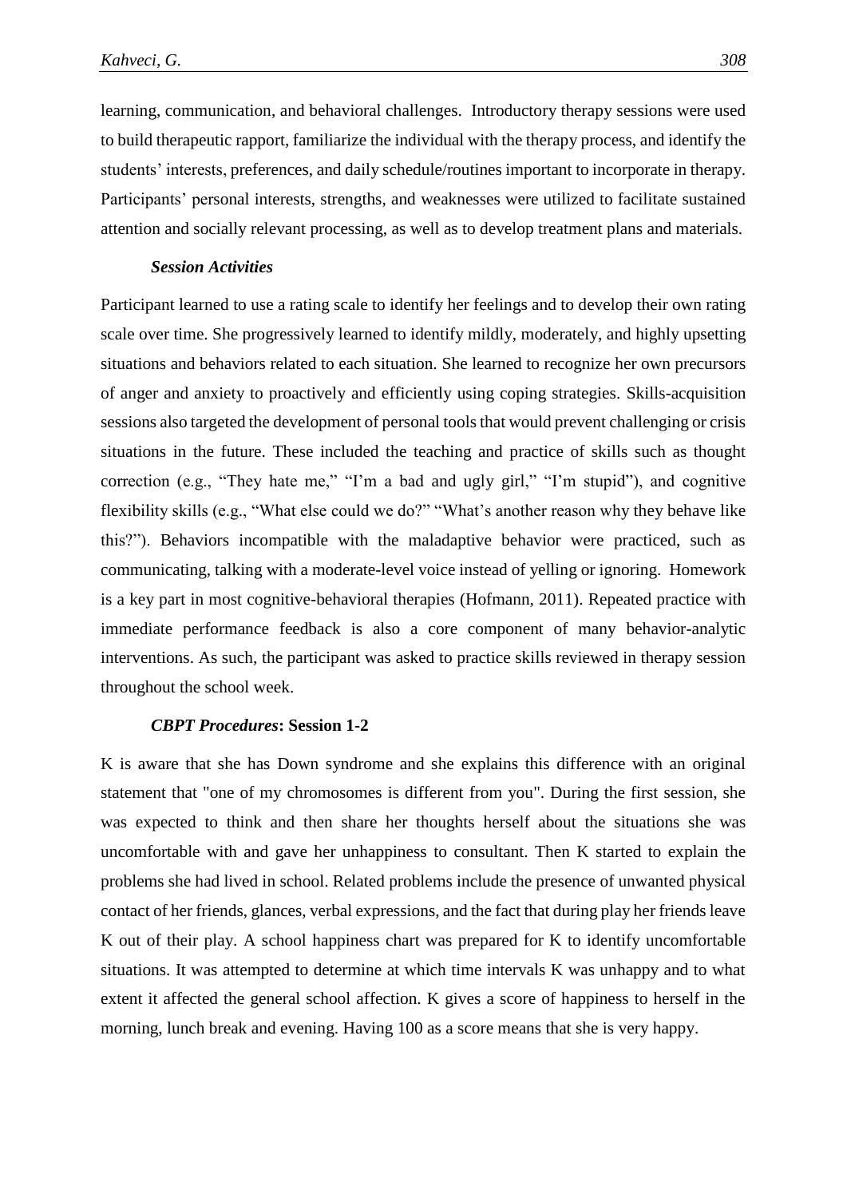learning, communication, and behavioral challenges. Introductory therapy sessions were used to build therapeutic rapport, familiarize the individual with the therapy process, and identify the students' interests, preferences, and daily schedule/routines important to incorporate in therapy. Participants' personal interests, strengths, and weaknesses were utilized to facilitate sustained attention and socially relevant processing, as well as to develop treatment plans and materials.

#### *Session Activities*

Participant learned to use a rating scale to identify her feelings and to develop their own rating scale over time. She progressively learned to identify mildly, moderately, and highly upsetting situations and behaviors related to each situation. She learned to recognize her own precursors of anger and anxiety to proactively and efficiently using coping strategies. Skills-acquisition sessions also targeted the development of personal tools that would prevent challenging or crisis situations in the future. These included the teaching and practice of skills such as thought correction (e.g., "They hate me," "I'm a bad and ugly girl," "I'm stupid"), and cognitive flexibility skills (e.g., "What else could we do?" "What's another reason why they behave like this?"). Behaviors incompatible with the maladaptive behavior were practiced, such as communicating, talking with a moderate-level voice instead of yelling or ignoring. Homework is a key part in most cognitive-behavioral therapies (Hofmann, 2011). Repeated practice with immediate performance feedback is also a core component of many behavior-analytic interventions. As such, the participant was asked to practice skills reviewed in therapy session throughout the school week.

#### *CBPT Procedures*: Session 1-2

K is aware that she has Down syndrome and she explains this difference with an original statement that "one of my chromosomes is different from you". During the first session, she was expected to think and then share her thoughts herself about the situations she was uncomfortable with and gave her unhappiness to consultant. Then K started to explain the problems she had lived in school. Related problems include the presence of unwanted physical contact of her friends, glances, verbal expressions, and the fact that during play her friends leave K out of their play. A school happiness chart was prepared for K to identify uncomfortable situations. It was attempted to determine at which time intervals K was unhappy and to what extent it affected the general school affection. K gives a score of happiness to herself in the morning, lunch break and evening. Having 100 as a score means that she is very happy.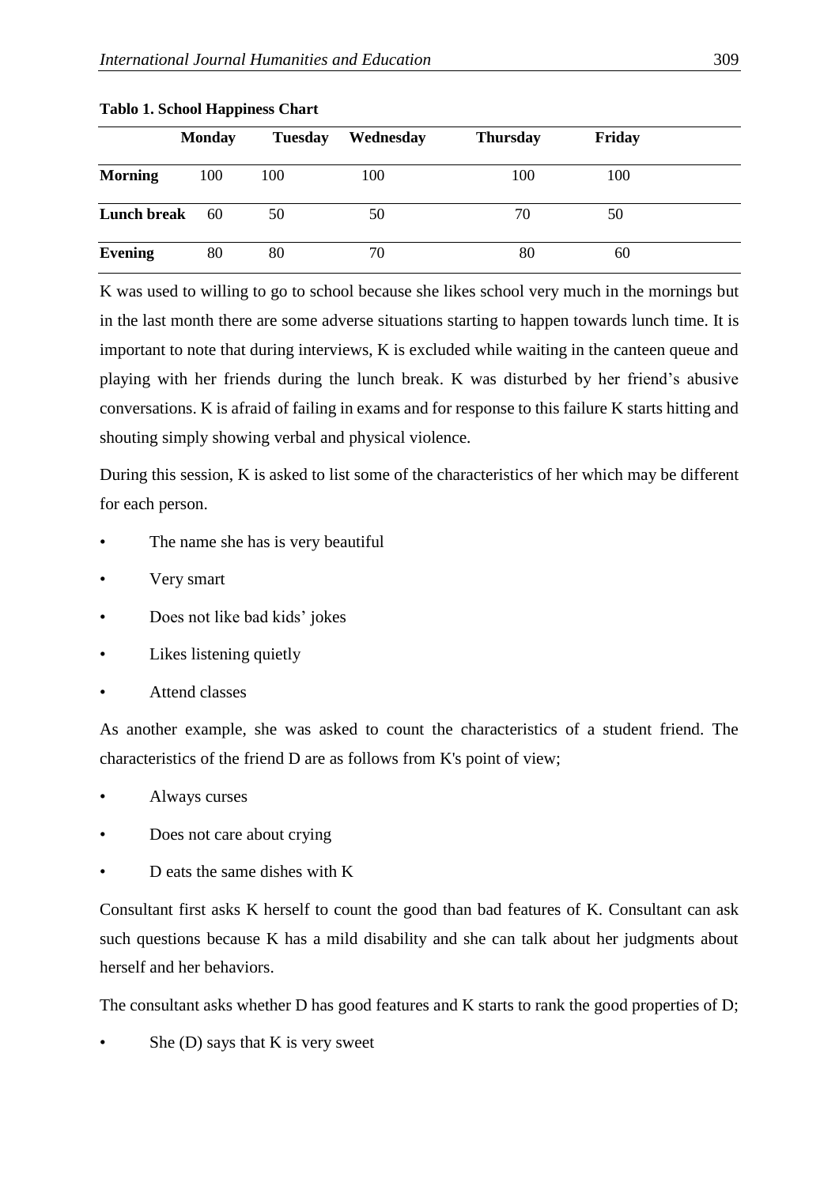**Tablo 1. School Happiness Chart**

| | Monday | Tuesday | Wednesday | Thursday | Friday |
|---|---|---|---|---|---|
| **Morning** | 100 | 100 | 100 | 100 | 100 |
| **Lunch break** | 60 | 50 | 50 | 70 | 50 |
| **Evening** | 80 | 80 | 70 | 80 | 60 |

K was used to willing to go to school because she likes school very much in the mornings but in the last month there are some adverse situations starting to happen towards lunch time. It is important to note that during interviews, K is excluded while waiting in the canteen queue and playing with her friends during the lunch break. K was disturbed by her friend's abusive conversations. K is afraid of failing in exams and for response to this failure K starts hitting and shouting simply showing verbal and physical violence.

During this session, K is asked to list some of the characteristics of her which may be different for each person.

- The name she has is very beautiful
- Very smart
- Does not like bad kids' jokes
- Likes listening quietly
- Attend classes

As another example, she was asked to count the characteristics of a student friend. The characteristics of the friend D are as follows from K's point of view;

- Always curses
- Does not care about crying
- D eats the same dishes with K

Consultant first asks K herself to count the good than bad features of K. Consultant can ask such questions because K has a mild disability and she can talk about her judgments about herself and her behaviors.

The consultant asks whether D has good features and K starts to rank the good properties of D;

- She (D) says that K is very sweet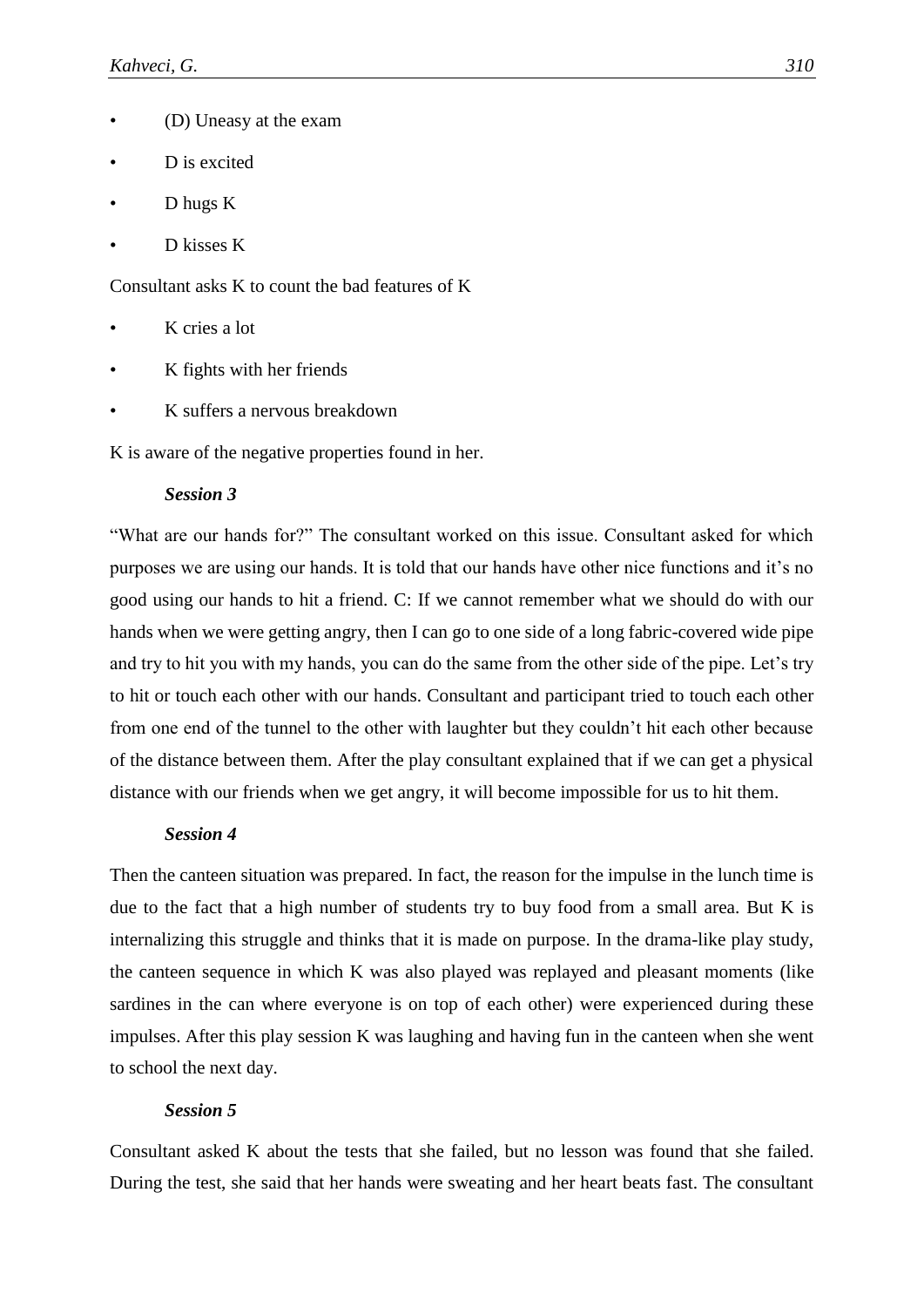- (D) Uneasy at the exam
- D is excited
- D hugs K
- D kisses K

Consultant asks K to count the bad features of K

- K cries a lot
- K fights with her friends
- K suffers a nervous breakdown

K is aware of the negative properties found in her.

***Session 3***

"What are our hands for?" The consultant worked on this issue. Consultant asked for which purposes we are using our hands. It is told that our hands have other nice functions and it's no good using our hands to hit a friend. C: If we cannot remember what we should do with our hands when we were getting angry, then I can go to one side of a long fabric-covered wide pipe and try to hit you with my hands, you can do the same from the other side of the pipe. Let's try to hit or touch each other with our hands. Consultant and participant tried to touch each other from one end of the tunnel to the other with laughter but they couldn't hit each other because of the distance between them. After the play consultant explained that if we can get a physical distance with our friends when we get angry, it will become impossible for us to hit them.

***Session 4***

Then the canteen situation was prepared. In fact, the reason for the impulse in the lunch time is due to the fact that a high number of students try to buy food from a small area. But K is internalizing this struggle and thinks that it is made on purpose. In the drama-like play study, the canteen sequence in which K was also played was replayed and pleasant moments (like sardines in the can where everyone is on top of each other) were experienced during these impulses. After this play session K was laughing and having fun in the canteen when she went to school the next day.

***Session 5***

Consultant asked K about the tests that she failed, but no lesson was found that she failed. During the test, she said that her hands were sweating and her heart beats fast. The consultant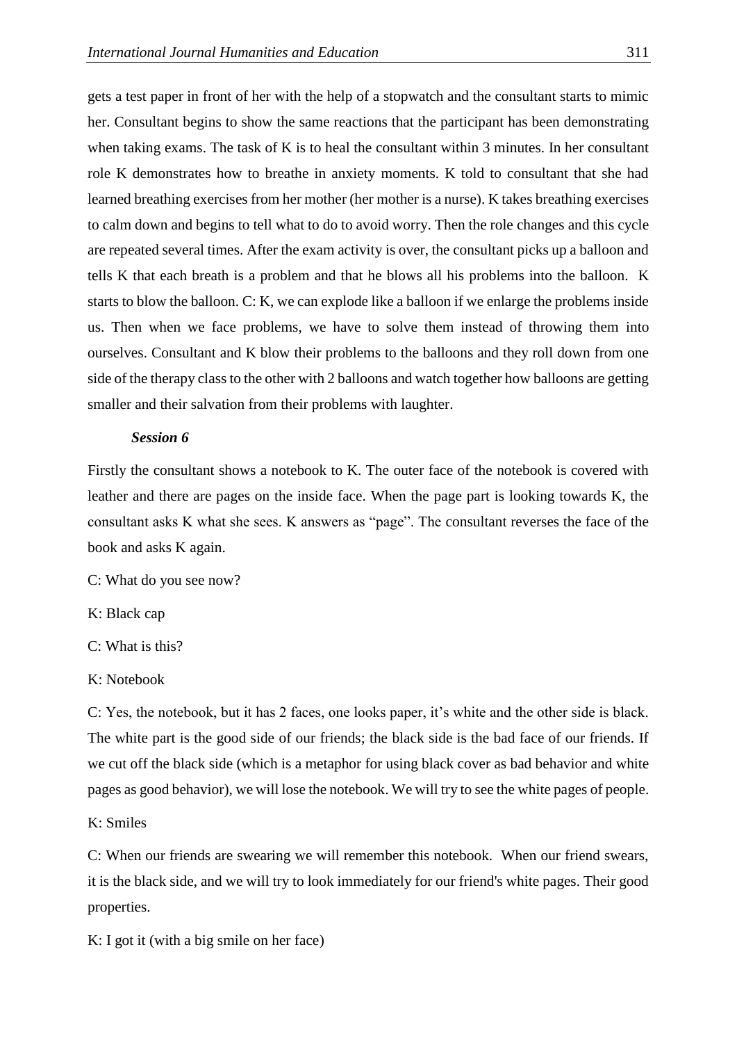gets a test paper in front of her with the help of a stopwatch and the consultant starts to mimic her. Consultant begins to show the same reactions that the participant has been demonstrating when taking exams. The task of K is to heal the consultant within 3 minutes. In her consultant role K demonstrates how to breathe in anxiety moments. K told to consultant that she had learned breathing exercises from her mother (her mother is a nurse). K takes breathing exercises to calm down and begins to tell what to do to avoid worry. Then the role changes and this cycle are repeated several times. After the exam activity is over, the consultant picks up a balloon and tells K that each breath is a problem and that he blows all his problems into the balloon. K starts to blow the balloon. C: K, we can explode like a balloon if we enlarge the problems inside us. Then when we face problems, we have to solve them instead of throwing them into ourselves. Consultant and K blow their problems to the balloons and they roll down from one side of the therapy class to the other with 2 balloons and watch together how balloons are getting smaller and their salvation from their problems with laughter.

***Session 6***

Firstly the consultant shows a notebook to K. The outer face of the notebook is covered with leather and there are pages on the inside face. When the page part is looking towards K, the consultant asks K what she sees. K answers as "page". The consultant reverses the face of the book and asks K again.

C: What do you see now?

K: Black cap

C: What is this?

K: Notebook

C: Yes, the notebook, but it has 2 faces, one looks paper, it's white and the other side is black. The white part is the good side of our friends; the black side is the bad face of our friends. If we cut off the black side (which is a metaphor for using black cover as bad behavior and white pages as good behavior), we will lose the notebook. We will try to see the white pages of people.

K: Smiles

C: When our friends are swearing we will remember this notebook. When our friend swears, it is the black side, and we will try to look immediately for our friend's white pages. Their good properties.

K: I got it (with a big smile on her face)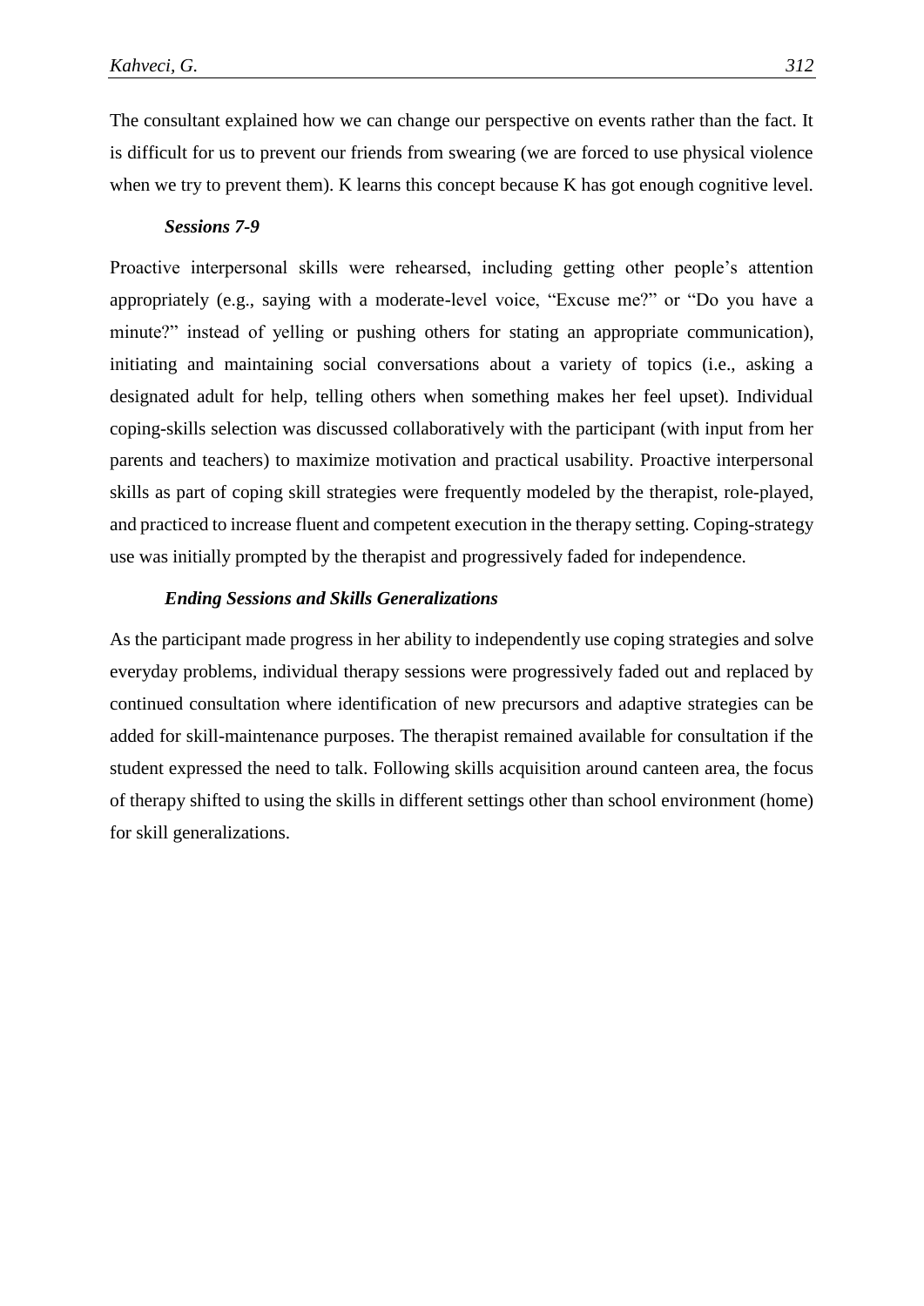The consultant explained how we can change our perspective on events rather than the fact. It is difficult for us to prevent our friends from swearing (we are forced to use physical violence when we try to prevent them). K learns this concept because K has got enough cognitive level.

### *Sessions 7-9*

Proactive interpersonal skills were rehearsed, including getting other people's attention appropriately (e.g., saying with a moderate-level voice, "Excuse me?" or "Do you have a minute?" instead of yelling or pushing others for stating an appropriate communication), initiating and maintaining social conversations about a variety of topics (i.e., asking a designated adult for help, telling others when something makes her feel upset). Individual coping-skills selection was discussed collaboratively with the participant (with input from her parents and teachers) to maximize motivation and practical usability. Proactive interpersonal skills as part of coping skill strategies were frequently modeled by the therapist, role-played, and practiced to increase fluent and competent execution in the therapy setting. Coping-strategy use was initially prompted by the therapist and progressively faded for independence.

### *Ending Sessions and Skills Generalizations*

As the participant made progress in her ability to independently use coping strategies and solve everyday problems, individual therapy sessions were progressively faded out and replaced by continued consultation where identification of new precursors and adaptive strategies can be added for skill-maintenance purposes. The therapist remained available for consultation if the student expressed the need to talk. Following skills acquisition around canteen area, the focus of therapy shifted to using the skills in different settings other than school environment (home) for skill generalizations.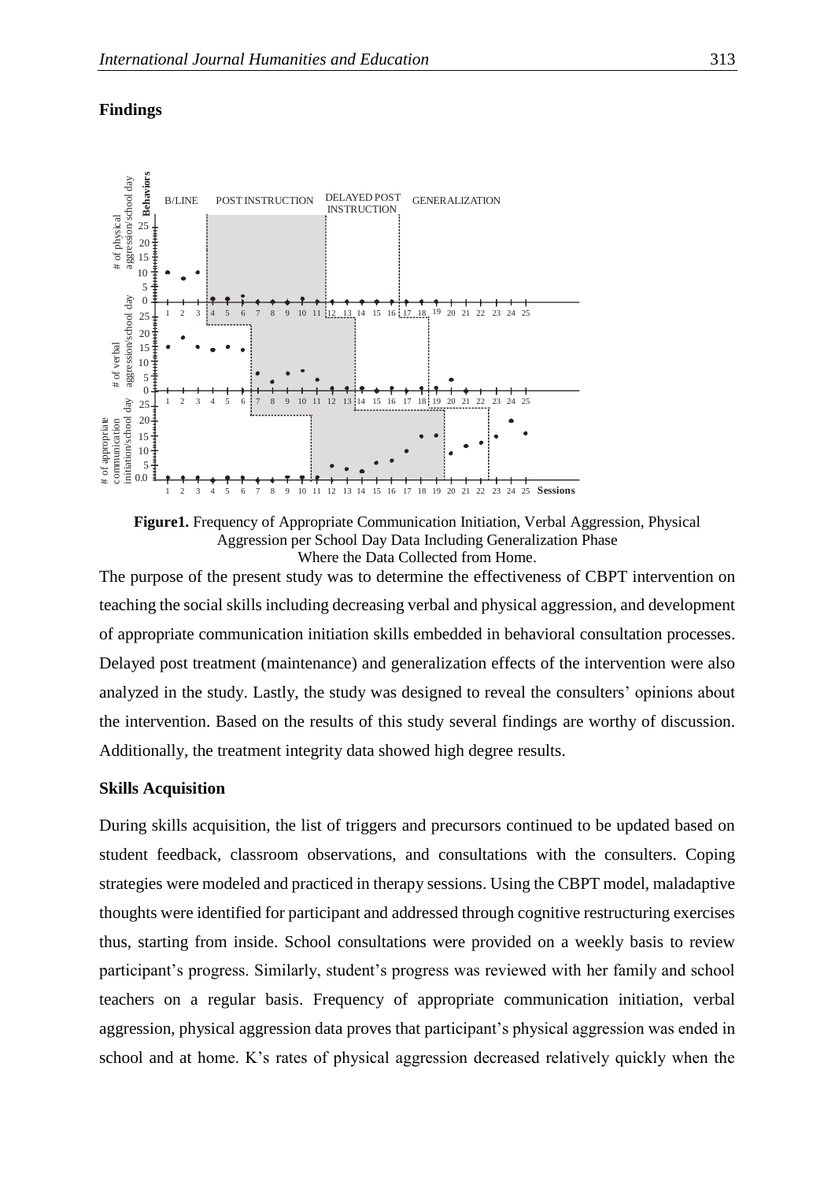## Findings

**Figure1.** Frequency of Appropriate Communication Initiation, Verbal Aggression, Physical Aggression per School Day Data Including Generalization Phase Where the Data Collected from Home.

The purpose of the present study was to determine the effectiveness of CBPT intervention on teaching the social skills including decreasing verbal and physical aggression, and development of appropriate communication initiation skills embedded in behavioral consultation processes. Delayed post treatment (maintenance) and generalization effects of the intervention were also analyzed in the study. Lastly, the study was designed to reveal the consulters' opinions about the intervention. Based on the results of this study several findings are worthy of discussion. Additionally, the treatment integrity data showed high degree results.

### Skills Acquisition

During skills acquisition, the list of triggers and precursors continued to be updated based on student feedback, classroom observations, and consultations with the consulters. Coping strategies were modeled and practiced in therapy sessions. Using the CBPT model, maladaptive thoughts were identified for participant and addressed through cognitive restructuring exercises thus, starting from inside. School consultations were provided on a weekly basis to review participant's progress. Similarly, student's progress was reviewed with her family and school teachers on a regular basis. Frequency of appropriate communication initiation, verbal aggression, physical aggression data proves that participant's physical aggression was ended in school and at home. K's rates of physical aggression decreased relatively quickly when the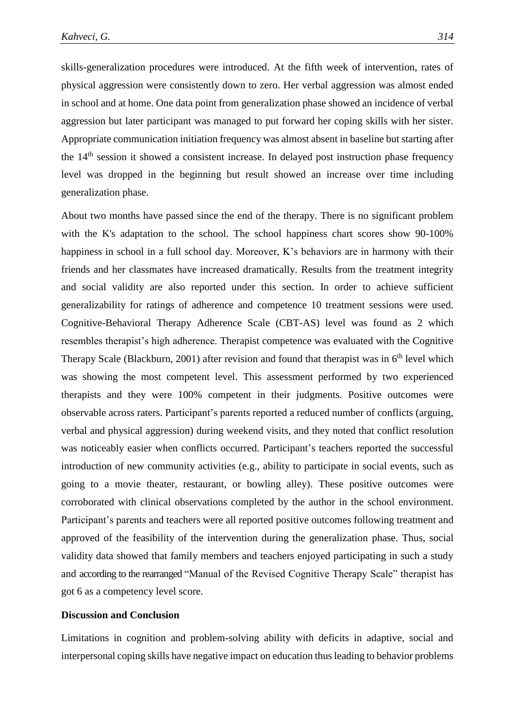skills-generalization procedures were introduced. At the fifth week of intervention, rates of physical aggression were consistently down to zero. Her verbal aggression was almost ended in school and at home. One data point from generalization phase showed an incidence of verbal aggression but later participant was managed to put forward her coping skills with her sister. Appropriate communication initiation frequency was almost absent in baseline but starting after the 14th session it showed a consistent increase. In delayed post instruction phase frequency level was dropped in the beginning but result showed an increase over time including generalization phase.

About two months have passed since the end of the therapy. There is no significant problem with the K's adaptation to the school. The school happiness chart scores show 90-100% happiness in school in a full school day. Moreover, K's behaviors are in harmony with their friends and her classmates have increased dramatically. Results from the treatment integrity and social validity are also reported under this section. In order to achieve sufficient generalizability for ratings of adherence and competence 10 treatment sessions were used. Cognitive-Behavioral Therapy Adherence Scale (CBT-AS) level was found as 2 which resembles therapist's high adherence. Therapist competence was evaluated with the Cognitive Therapy Scale (Blackburn, 2001) after revision and found that therapist was in 6th level which was showing the most competent level. This assessment performed by two experienced therapists and they were 100% competent in their judgments. Positive outcomes were observable across raters. Participant's parents reported a reduced number of conflicts (arguing, verbal and physical aggression) during weekend visits, and they noted that conflict resolution was noticeably easier when conflicts occurred. Participant's teachers reported the successful introduction of new community activities (e.g., ability to participate in social events, such as going to a movie theater, restaurant, or bowling alley). These positive outcomes were corroborated with clinical observations completed by the author in the school environment. Participant's parents and teachers were all reported positive outcomes following treatment and approved of the feasibility of the intervention during the generalization phase. Thus, social validity data showed that family members and teachers enjoyed participating in such a study and according to the rearranged "Manual of the Revised Cognitive Therapy Scale" therapist has got 6 as a competency level score.

## Discussion and Conclusion

Limitations in cognition and problem-solving ability with deficits in adaptive, social and interpersonal coping skills have negative impact on education thus leading to behavior problems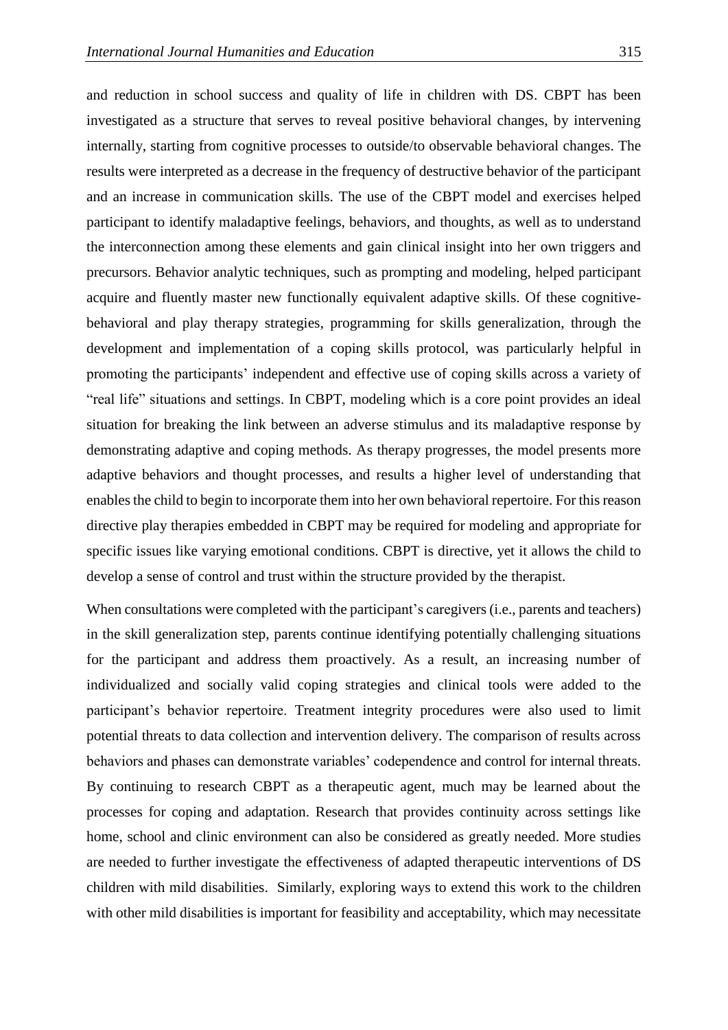and reduction in school success and quality of life in children with DS. CBPT has been investigated as a structure that serves to reveal positive behavioral changes, by intervening internally, starting from cognitive processes to outside/to observable behavioral changes. The results were interpreted as a decrease in the frequency of destructive behavior of the participant and an increase in communication skills. The use of the CBPT model and exercises helped participant to identify maladaptive feelings, behaviors, and thoughts, as well as to understand the interconnection among these elements and gain clinical insight into her own triggers and precursors. Behavior analytic techniques, such as prompting and modeling, helped participant acquire and fluently master new functionally equivalent adaptive skills. Of these cognitive-behavioral and play therapy strategies, programming for skills generalization, through the development and implementation of a coping skills protocol, was particularly helpful in promoting the participants' independent and effective use of coping skills across a variety of "real life" situations and settings. In CBPT, modeling which is a core point provides an ideal situation for breaking the link between an adverse stimulus and its maladaptive response by demonstrating adaptive and coping methods. As therapy progresses, the model presents more adaptive behaviors and thought processes, and results a higher level of understanding that enables the child to begin to incorporate them into her own behavioral repertoire. For this reason directive play therapies embedded in CBPT may be required for modeling and appropriate for specific issues like varying emotional conditions. CBPT is directive, yet it allows the child to develop a sense of control and trust within the structure provided by the therapist.

When consultations were completed with the participant's caregivers (i.e., parents and teachers) in the skill generalization step, parents continue identifying potentially challenging situations for the participant and address them proactively. As a result, an increasing number of individualized and socially valid coping strategies and clinical tools were added to the participant's behavior repertoire. Treatment integrity procedures were also used to limit potential threats to data collection and intervention delivery. The comparison of results across behaviors and phases can demonstrate variables' codependence and control for internal threats. By continuing to research CBPT as a therapeutic agent, much may be learned about the processes for coping and adaptation. Research that provides continuity across settings like home, school and clinic environment can also be considered as greatly needed. More studies are needed to further investigate the effectiveness of adapted therapeutic interventions of DS children with mild disabilities. Similarly, exploring ways to extend this work to the children with other mild disabilities is important for feasibility and acceptability, which may necessitate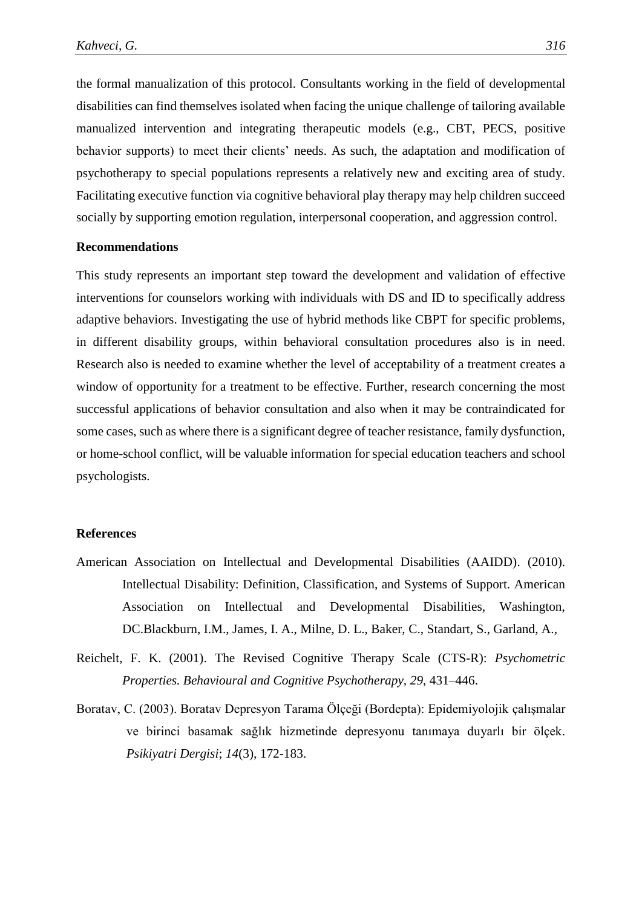the formal manualization of this protocol. Consultants working in the field of developmental disabilities can find themselves isolated when facing the unique challenge of tailoring available manualized intervention and integrating therapeutic models (e.g., CBT, PECS, positive behavior supports) to meet their clients' needs. As such, the adaptation and modification of psychotherapy to special populations represents a relatively new and exciting area of study. Facilitating executive function via cognitive behavioral play therapy may help children succeed socially by supporting emotion regulation, interpersonal cooperation, and aggression control.

## Recommendations

This study represents an important step toward the development and validation of effective interventions for counselors working with individuals with DS and ID to specifically address adaptive behaviors. Investigating the use of hybrid methods like CBPT for specific problems, in different disability groups, within behavioral consultation procedures also is in need. Research also is needed to examine whether the level of acceptability of a treatment creates a window of opportunity for a treatment to be effective. Further, research concerning the most successful applications of behavior consultation and also when it may be contraindicated for some cases, such as where there is a significant degree of teacher resistance, family dysfunction, or home-school conflict, will be valuable information for special education teachers and school psychologists.

## References

American Association on Intellectual and Developmental Disabilities (AAIDD). (2010). Intellectual Disability: Definition, Classification, and Systems of Support. American Association on Intellectual and Developmental Disabilities, Washington, DC.Blackburn, I.M., James, I. A., Milne, D. L., Baker, C., Standart, S., Garland, A.,

Reichelt, F. K. (2001). The Revised Cognitive Therapy Scale (CTS-R): *Psychometric Properties. Behavioural and Cognitive Psychotherapy*, *29*, 431–446.

Boratav, C. (2003). Boratav Depresyon Tarama Ölçeği (Bordepta): Epidemiyolojik çalışmalar ve birinci basamak sağlık hizmetinde depresyonu tanımaya duyarlı bir ölçek. *Psikiyatri Dergisi*; *14*(3), 172-183.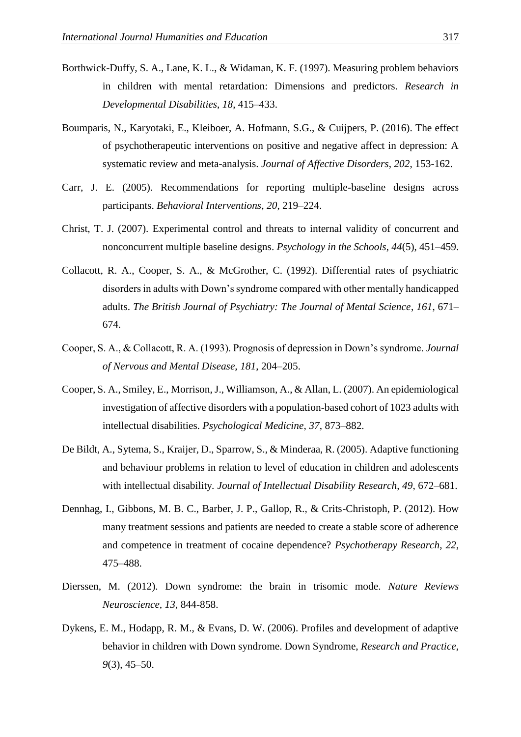Borthwick-Duffy, S. A., Lane, K. L., & Widaman, K. F. (1997). Measuring problem behaviors in children with mental retardation: Dimensions and predictors. *Research in Developmental Disabilities*, *18*, 415–433.

Boumparis, N., Karyotaki, E., Kleiboer, A. Hofmann, S.G., & Cuijpers, P. (2016). The effect of psychotherapeutic interventions on positive and negative affect in depression: A systematic review and meta-analysis. *Journal of Affective Disorders*, *202*, 153-162.

Carr, J. E. (2005). Recommendations for reporting multiple-baseline designs across participants. *Behavioral Interventions*, *20*, 219–224.

Christ, T. J. (2007). Experimental control and threats to internal validity of concurrent and nonconcurrent multiple baseline designs. *Psychology in the Schools*, *44*(5), 451–459.

Collacott, R. A., Cooper, S. A., & McGrother, C. (1992). Differential rates of psychiatric disorders in adults with Down's syndrome compared with other mentally handicapped adults. *The British Journal of Psychiatry: The Journal of Mental Science*, *161*, 671–674.

Cooper, S. A., & Collacott, R. A. (1993). Prognosis of depression in Down's syndrome. *Journal of Nervous and Mental Disease, 181*, 204–205.

Cooper, S. A., Smiley, E., Morrison, J., Williamson, A., & Allan, L. (2007). An epidemiological investigation of affective disorders with a population-based cohort of 1023 adults with intellectual disabilities. *Psychological Medicine*, *37*, 873–882.

De Bildt, A., Sytema, S., Kraijer, D., Sparrow, S., & Minderaa, R. (2005). Adaptive functioning and behaviour problems in relation to level of education in children and adolescents with intellectual disability. *Journal of Intellectual Disability Research*, *49*, 672–681.

Dennhag, I., Gibbons, M. B. C., Barber, J. P., Gallop, R., & Crits-Christoph, P. (2012). How many treatment sessions and patients are needed to create a stable score of adherence and competence in treatment of cocaine dependence? *Psychotherapy Research*, *22*, 475–488.

Dierssen, M. (2012). Down syndrome: the brain in trisomic mode. *Nature Reviews Neuroscience*, *13*, 844-858.

Dykens, E. M., Hodapp, R. M., & Evans, D. W. (2006). Profiles and development of adaptive behavior in children with Down syndrome. Down Syndrome, *Research and Practice*, *9*(3), 45–50.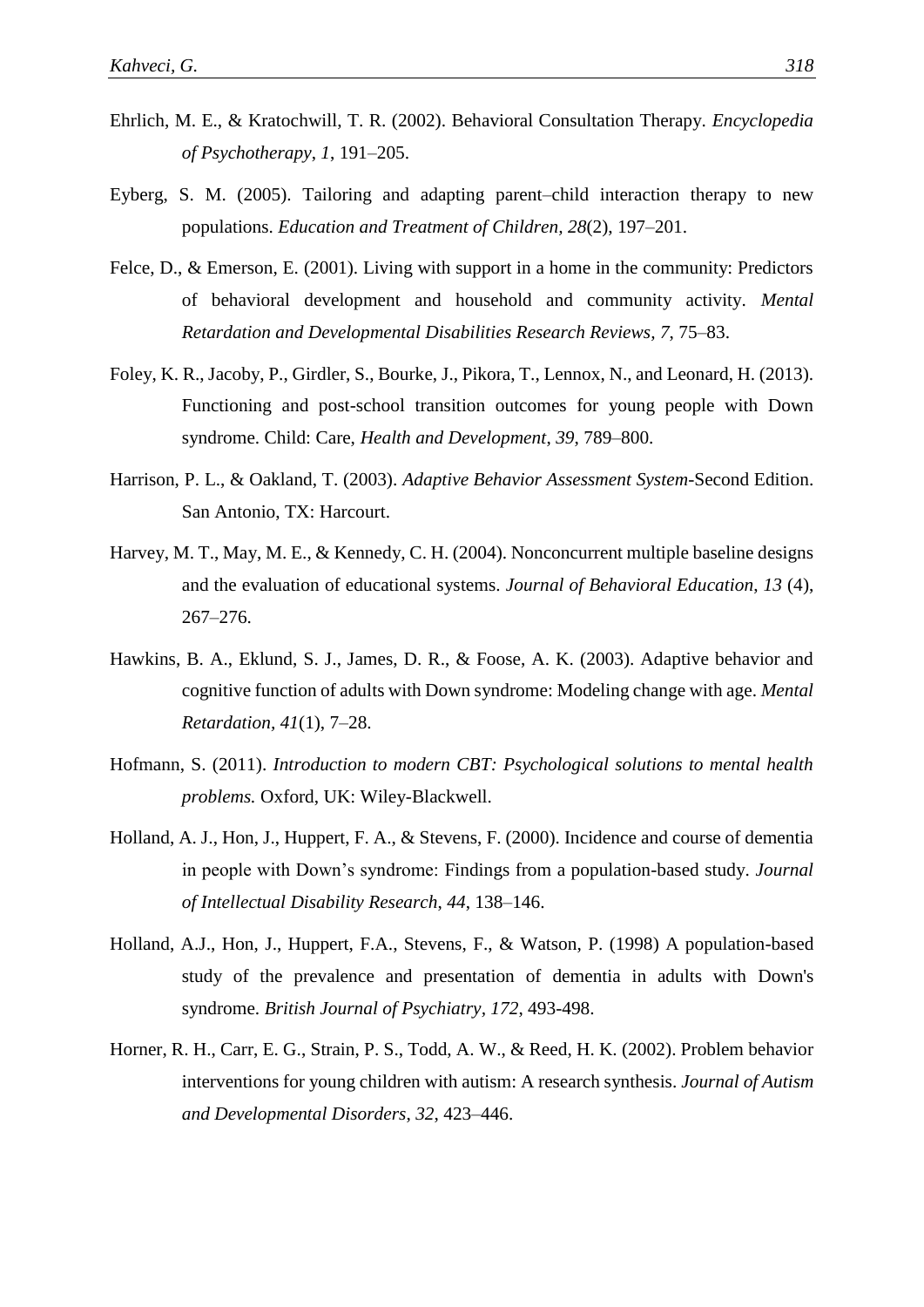Ehrlich, M. E., & Kratochwill, T. R. (2002). Behavioral Consultation Therapy. *Encyclopedia of Psychotherapy*, *1*, 191–205.

Eyberg, S. M. (2005). Tailoring and adapting parent–child interaction therapy to new populations. *Education and Treatment of Children, 28*(2), 197–201.

Felce, D., & Emerson, E. (2001). Living with support in a home in the community: Predictors of behavioral development and household and community activity. *Mental Retardation and Developmental Disabilities Research Reviews, 7*, 75–83.

Foley, K. R., Jacoby, P., Girdler, S., Bourke, J., Pikora, T., Lennox, N., and Leonard, H. (2013). Functioning and post-school transition outcomes for young people with Down syndrome. Child: Care, *Health and Development*, *39*, 789–800.

Harrison, P. L., & Oakland, T. (2003). *Adaptive Behavior Assessment System*-Second Edition. San Antonio, TX: Harcourt.

Harvey, M. T., May, M. E., & Kennedy, C. H. (2004). Nonconcurrent multiple baseline designs and the evaluation of educational systems. *Journal of Behavioral Education*, *13* (4), 267–276.

Hawkins, B. A., Eklund, S. J., James, D. R., & Foose, A. K. (2003). Adaptive behavior and cognitive function of adults with Down syndrome: Modeling change with age. *Mental Retardation*, *41*(1), 7–28.

Hofmann, S. (2011). *Introduction to modern CBT: Psychological solutions to mental health problems.* Oxford, UK: Wiley-Blackwell.

Holland, A. J., Hon, J., Huppert, F. A., & Stevens, F. (2000). Incidence and course of dementia in people with Down's syndrome: Findings from a population-based study. *Journal of Intellectual Disability Research*, *44*, 138–146.

Holland, A.J., Hon, J., Huppert, F.A., Stevens, F., & Watson, P. (1998) A population-based study of the prevalence and presentation of dementia in adults with Down's syndrome. *British Journal of Psychiatry*, *172*, 493-498.

Horner, R. H., Carr, E. G., Strain, P. S., Todd, A. W., & Reed, H. K. (2002). Problem behavior interventions for young children with autism: A research synthesis. *Journal of Autism and Developmental Disorders*, *32*, 423–446.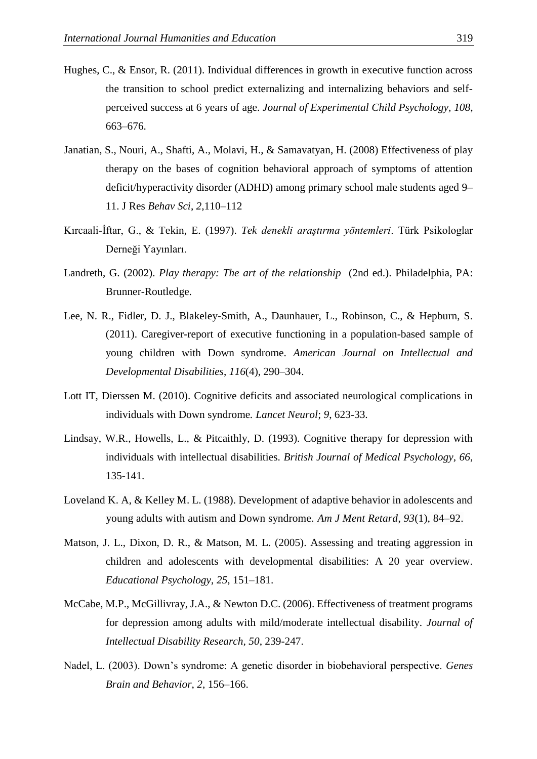Hughes, C., & Ensor, R. (2011). Individual differences in growth in executive function across the transition to school predict externalizing and internalizing behaviors and self-perceived success at 6 years of age. *Journal of Experimental Child Psychology*, *108*, 663–676.

Janatian, S., Nouri, A., Shafti, A., Molavi, H., & Samavatyan, H. (2008) Effectiveness of play therapy on the bases of cognition behavioral approach of symptoms of attention deficit/hyperactivity disorder (ADHD) among primary school male students aged 9–11. J Res *Behav Sci*, *2*,110–112

Kırcaali-İftar, G., & Tekin, E. (1997). *Tek denekli araştırma yöntemleri*. Türk Psikologlar Derneği Yayınları.

Landreth, G. (2002). *Play therapy: The art of the relationship* (2nd ed.). Philadelphia, PA: Brunner-Routledge.

Lee, N. R., Fidler, D. J., Blakeley-Smith, A., Daunhauer, L., Robinson, C., & Hepburn, S. (2011). Caregiver-report of executive functioning in a population-based sample of young children with Down syndrome. *American Journal on Intellectual and Developmental Disabilities*, *116*(4), 290–304.

Lott IT, Dierssen M. (2010). Cognitive deficits and associated neurological complications in individuals with Down syndrome. *Lancet Neurol*; *9*, 623-33.

Lindsay, W.R., Howells, L., & Pitcaithly, D. (1993). Cognitive therapy for depression with individuals with intellectual disabilities. *British Journal of Medical Psychology*, *66*, 135-141.

Loveland K. A, & Kelley M. L. (1988). Development of adaptive behavior in adolescents and young adults with autism and Down syndrome. *Am J Ment Retard*, *93*(1), 84–92.

Matson, J. L., Dixon, D. R., & Matson, M. L. (2005). Assessing and treating aggression in children and adolescents with developmental disabilities: A 20 year overview. *Educational Psychology*, *25*, 151–181.

McCabe, M.P., McGillivray, J.A., & Newton D.C. (2006). Effectiveness of treatment programs for depression among adults with mild/moderate intellectual disability. *Journal of Intellectual Disability Research, 50*, 239-247.

Nadel, L. (2003). Down's syndrome: A genetic disorder in biobehavioral perspective. *Genes Brain and Behavior*, *2*, 156–166.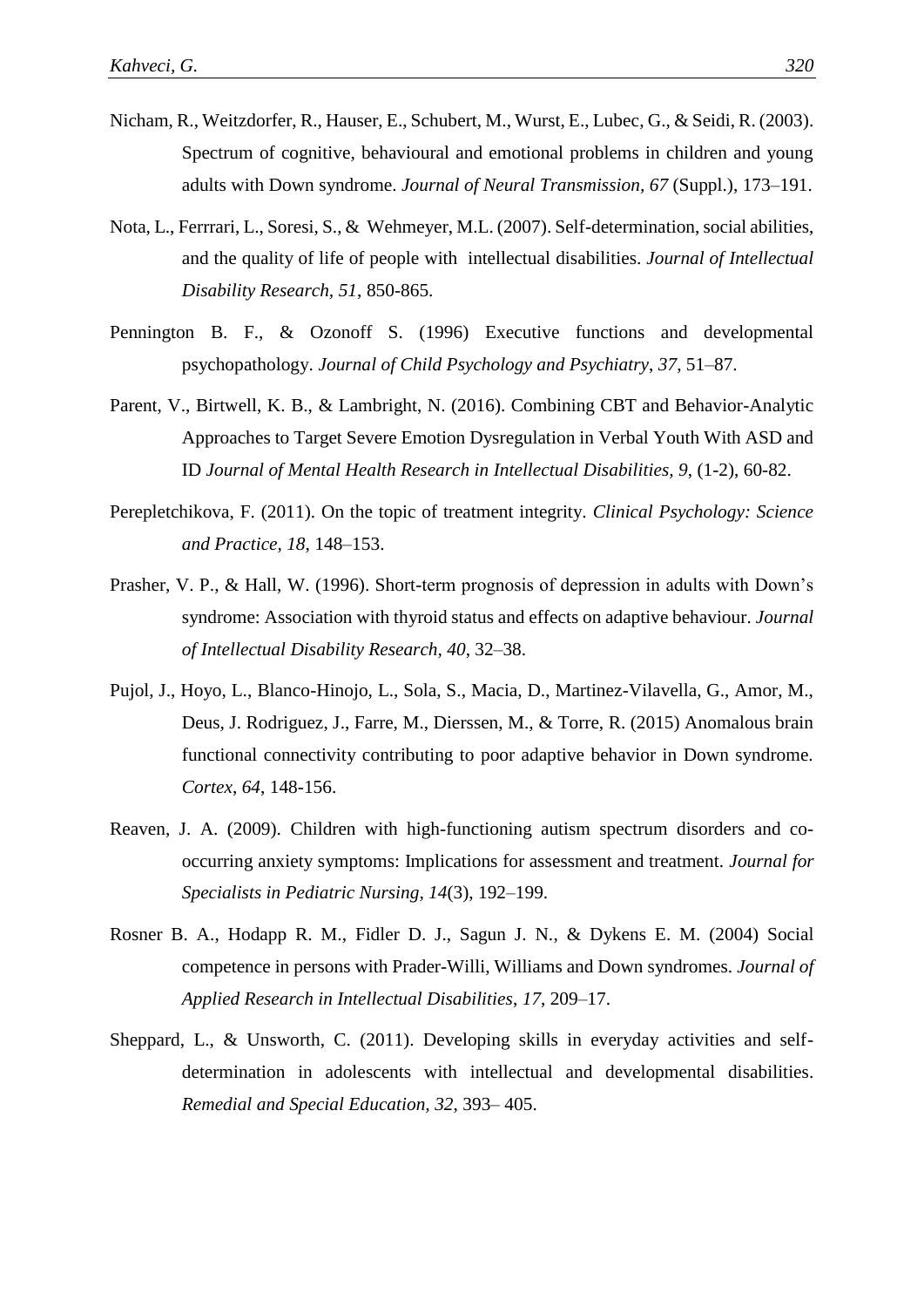Nicham, R., Weitzdorfer, R., Hauser, E., Schubert, M., Wurst, E., Lubec, G., & Seidi, R. (2003). Spectrum of cognitive, behavioural and emotional problems in children and young adults with Down syndrome. *Journal of Neural Transmission, 67* (Suppl.), 173–191.

Nota, L., Ferrrari, L., Soresi, S., & Wehmeyer, M.L. (2007). Self-determination, social abilities, and the quality of life of people with intellectual disabilities. *Journal of Intellectual Disability Research, 51*, 850-865.

Pennington B. F., & Ozonoff S. (1996) Executive functions and developmental psychopathology. *Journal of Child Psychology and Psychiatry*, *37*, 51–87.

Parent, V., Birtwell, K. B., & Lambright, N. (2016). Combining CBT and Behavior-Analytic Approaches to Target Severe Emotion Dysregulation in Verbal Youth With ASD and ID *Journal of Mental Health Research in Intellectual Disabilities, 9*, (1-2), 60-82.

Perepletchikova, F. (2011). On the topic of treatment integrity. *Clinical Psychology: Science and Practice, 18*, 148–153.

Prasher, V. P., & Hall, W. (1996). Short-term prognosis of depression in adults with Down's syndrome: Association with thyroid status and effects on adaptive behaviour. *Journal of Intellectual Disability Research*, *40*, 32–38.

Pujol, J., Hoyo, L., Blanco-Hinojo, L., Sola, S., Macia, D., Martinez-Vilavella, G., Amor, M., Deus, J. Rodriguez, J., Farre, M., Dierssen, M., & Torre, R. (2015) Anomalous brain functional connectivity contributing to poor adaptive behavior in Down syndrome. *Cortex*, *64*, 148-156.

Reaven, J. A. (2009). Children with high-functioning autism spectrum disorders and co-occurring anxiety symptoms: Implications for assessment and treatment. *Journal for Specialists in Pediatric Nursing, 14*(3), 192–199.

Rosner B. A., Hodapp R. M., Fidler D. J., Sagun J. N., & Dykens E. M. (2004) Social competence in persons with Prader-Willi, Williams and Down syndromes. *Journal of Applied Research in Intellectual Disabilities*, *17*, 209–17.

Sheppard, L., & Unsworth, C. (2011). Developing skills in everyday activities and self-determination in adolescents with intellectual and developmental disabilities. *Remedial and Special Education*, *32*, 393– 405.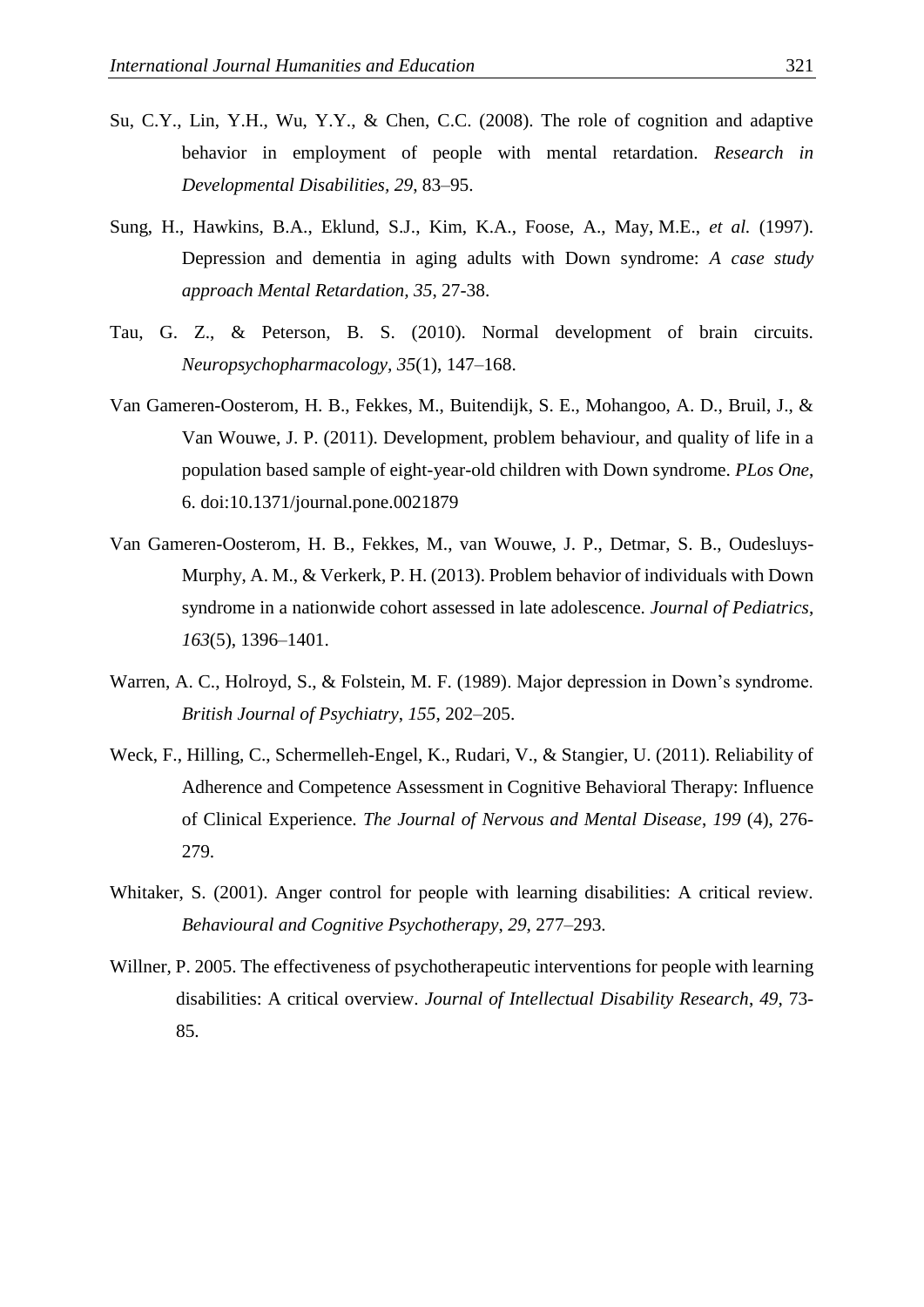Su, C.Y., Lin, Y.H., Wu, Y.Y., & Chen, C.C. (2008). The role of cognition and adaptive behavior in employment of people with mental retardation. *Research in Developmental Disabilities*, *29*, 83–95.

Sung, H., Hawkins, B.A., Eklund, S.J., Kim, K.A., Foose, A., May, M.E., *et al.* (1997). Depression and dementia in aging adults with Down syndrome: *A case study approach Mental Retardation, 35*, 27-38.

Tau, G. Z., & Peterson, B. S. (2010). Normal development of brain circuits. *Neuropsychopharmacology*, *35*(1), 147–168.

Van Gameren-Oosterom, H. B., Fekkes, M., Buitendijk, S. E., Mohangoo, A. D., Bruil, J., & Van Wouwe, J. P. (2011). Development, problem behaviour, and quality of life in a population based sample of eight-year-old children with Down syndrome. *PLos One*, 6. doi:10.1371/journal.pone.0021879

Van Gameren-Oosterom, H. B., Fekkes, M., van Wouwe, J. P., Detmar, S. B., Oudesluys-Murphy, A. M., & Verkerk, P. H. (2013). Problem behavior of individuals with Down syndrome in a nationwide cohort assessed in late adolescence. *Journal of Pediatrics*, *163*(5), 1396–1401.

Warren, A. C., Holroyd, S., & Folstein, M. F. (1989). Major depression in Down's syndrome. *British Journal of Psychiatry*, *155*, 202–205.

Weck, F., Hilling, C., Schermelleh-Engel, K., Rudari, V., & Stangier, U. (2011). Reliability of Adherence and Competence Assessment in Cognitive Behavioral Therapy: Influence of Clinical Experience. *The Journal of Nervous and Mental Disease*, *199* (4), 276-279.

Whitaker, S. (2001). Anger control for people with learning disabilities: A critical review. *Behavioural and Cognitive Psychotherapy*, *29*, 277–293.

Willner, P. 2005. The effectiveness of psychotherapeutic interventions for people with learning disabilities: A critical overview. *Journal of Intellectual Disability Research*, *49*, 73-85.